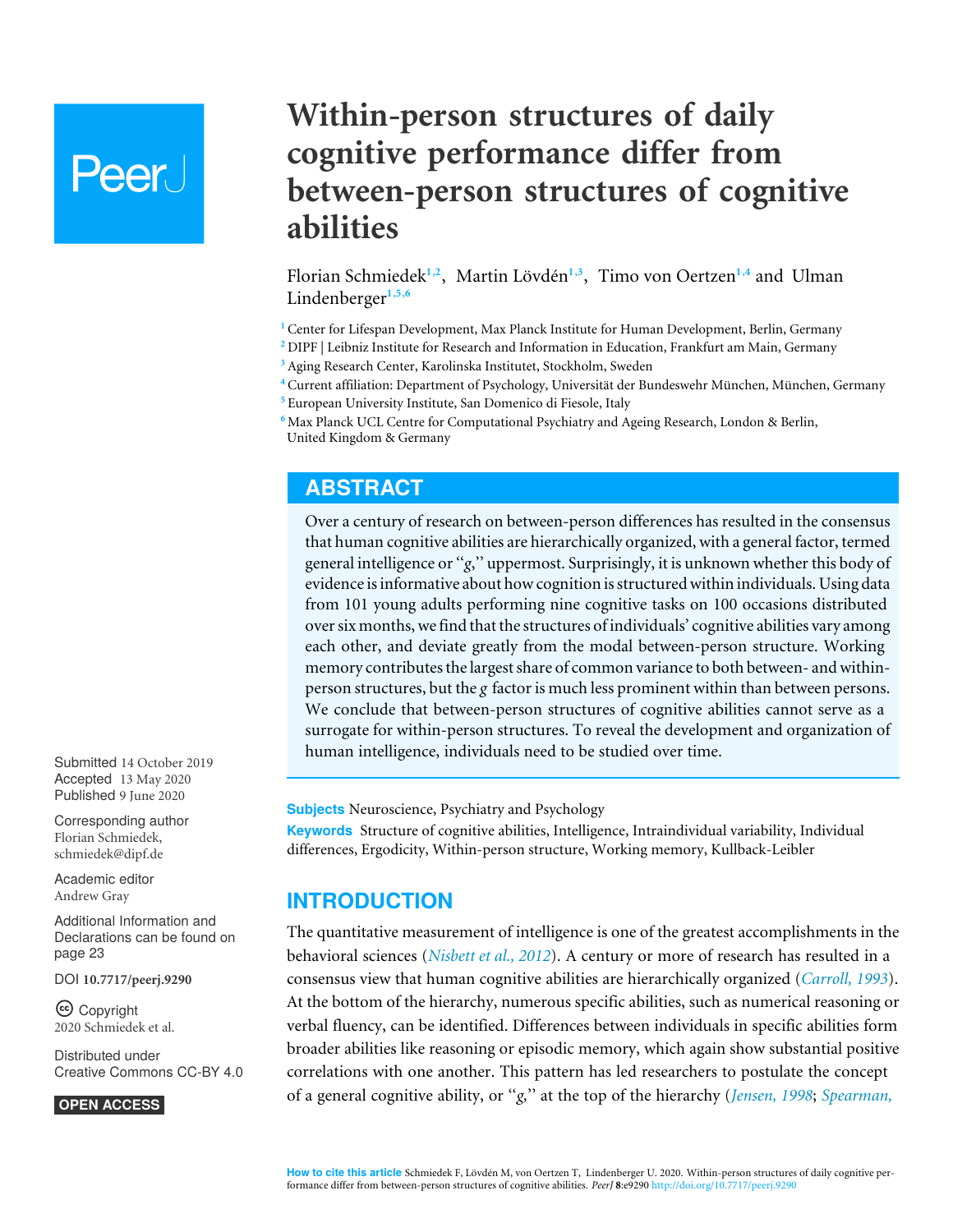# Within-person structures of daily cognitive performance differ from between-person structures of cognitive abilities

Florian Schmiedek[1,2], Martin Lövdén[1,3], Timo von Oertzen[1,4] and Ulman Lindenberger[1,5,6]

[1] Center for Lifespan Development, Max Planck Institute for Human Development, Berlin, Germany
[2] DIPF | Leibniz Institute for Research and Information in Education, Frankfurt am Main, Germany
[3] Aging Research Center, Karolinska Institutet, Stockholm, Sweden
[4] Current affiliation: Department of Psychology, Universität der Bundeswehr München, München, Germany
[5] European University Institute, San Domenico di Fiesole, Italy
[6] Max Planck UCL Centre for Computational Psychiatry and Ageing Research, London & Berlin, United Kingdom & Germany

## ABSTRACT

Over a century of research on between-person differences has resulted in the consensus that human cognitive abilities are hierarchically organized, with a general factor, termed general intelligence or "*g*," uppermost. Surprisingly, it is unknown whether this body of evidence is informative about how cognition is structured within individuals. Using data from 101 young adults performing nine cognitive tasks on 100 occasions distributed over six months, we find that the structures of individuals' cognitive abilities vary among each other, and deviate greatly from the modal between-person structure. Working memory contributes the largest share of common variance to both between- and within-person structures, but the *g* factor is much less prominent within than between persons. We conclude that between-person structures of cognitive abilities cannot serve as a surrogate for within-person structures. To reveal the development and organization of human intelligence, individuals need to be studied over time.

Submitted 14 October 2019
Accepted 13 May 2020
Published 9 June 2020

Corresponding author
Florian Schmiedek,
schmiedek@dipf.de

Academic editor
Andrew Gray

Additional Information and Declarations can be found on page 23

DOI 10.7717/peerj.9290

Copyright
2020 Schmiedek et al.

Distributed under
Creative Commons CC-BY 4.0

OPEN ACCESS

**Subjects** Neuroscience, Psychiatry and Psychology
**Keywords** Structure of cognitive abilities, Intelligence, Intraindividual variability, Individual differences, Ergodicity, Within-person structure, Working memory, Kullback-Leibler

## INTRODUCTION

The quantitative measurement of intelligence is one of the greatest accomplishments in the behavioral sciences (*Nisbett et al., 2012*). A century or more of research has resulted in a consensus view that human cognitive abilities are hierarchically organized (*Carroll, 1993*). At the bottom of the hierarchy, numerous specific abilities, such as numerical reasoning or verbal fluency, can be identified. Differences between individuals in specific abilities form broader abilities like reasoning or episodic memory, which again show substantial positive correlations with one another. This pattern has led researchers to postulate the concept of a general cognitive ability, or "*g*," at the top of the hierarchy (*Jensen, 1998*; *Spearman,*

How to cite this article Schmiedek F, Lövdén M, von Oertzen T, Lindenberger U. 2020. Within-person structures of daily cognitive performance differ from between-person structures of cognitive abilities. *PeerJ* 8:e9290 http://doi.org/10.7717/peerj.9290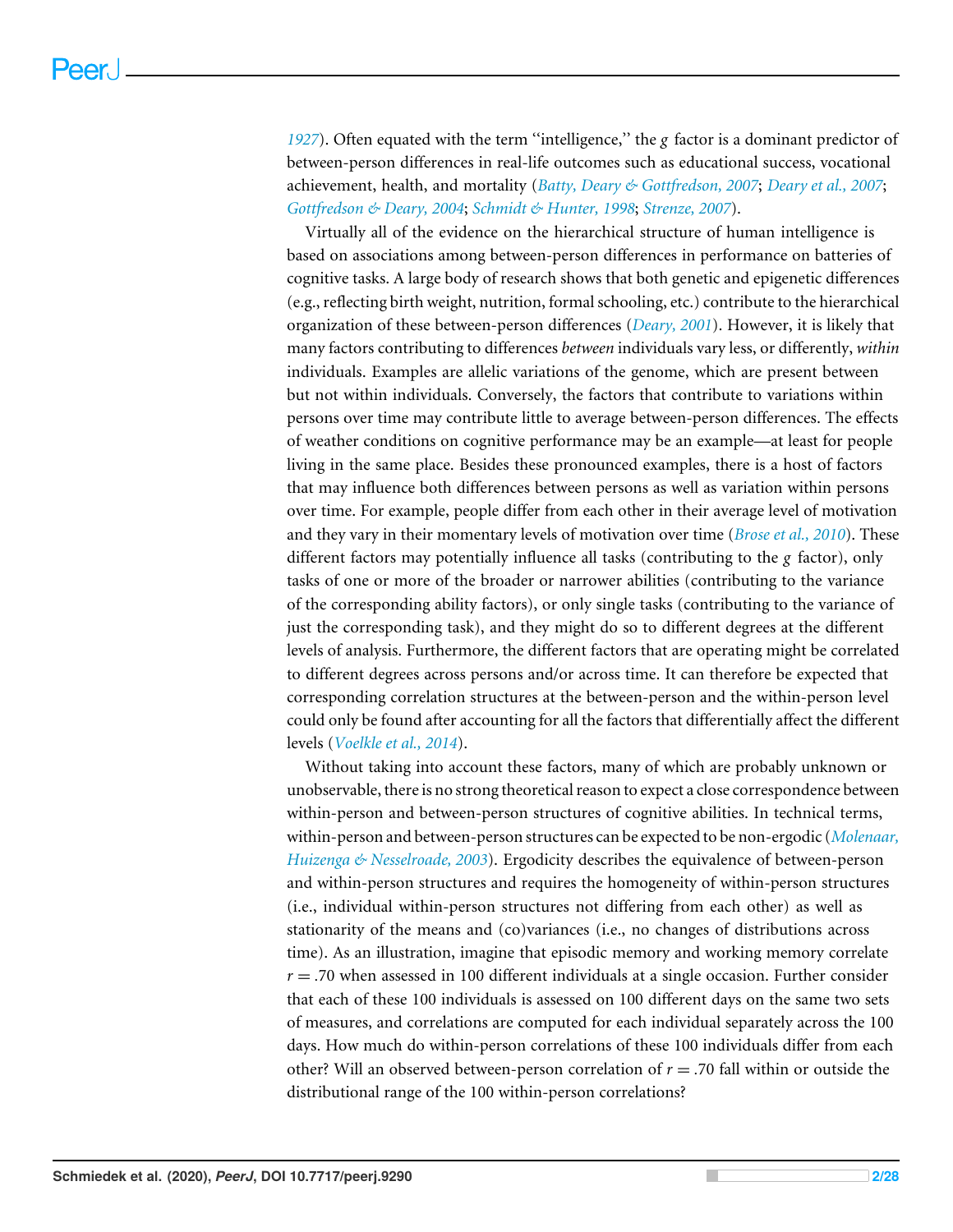1927). Often equated with the term ''intelligence,'' the *g* factor is a dominant predictor of between-person differences in real-life outcomes such as educational success, vocational achievement, health, and mortality (*Batty, Deary & Gottfredson, 2007*; *Deary et al., 2007*; *Gottfredson & Deary, 2004*; *Schmidt & Hunter, 1998*; *Strenze, 2007*).

Virtually all of the evidence on the hierarchical structure of human intelligence is based on associations among between-person differences in performance on batteries of cognitive tasks. A large body of research shows that both genetic and epigenetic differences (e.g., reflecting birth weight, nutrition, formal schooling, etc.) contribute to the hierarchical organization of these between-person differences (*Deary, 2001*). However, it is likely that many factors contributing to differences *between* individuals vary less, or differently, *within* individuals. Examples are allelic variations of the genome, which are present between but not within individuals. Conversely, the factors that contribute to variations within persons over time may contribute little to average between-person differences. The effects of weather conditions on cognitive performance may be an example—at least for people living in the same place. Besides these pronounced examples, there is a host of factors that may influence both differences between persons as well as variation within persons over time. For example, people differ from each other in their average level of motivation and they vary in their momentary levels of motivation over time (*Brose et al., 2010*). These different factors may potentially influence all tasks (contributing to the *g* factor), only tasks of one or more of the broader or narrower abilities (contributing to the variance of the corresponding ability factors), or only single tasks (contributing to the variance of just the corresponding task), and they might do so to different degrees at the different levels of analysis. Furthermore, the different factors that are operating might be correlated to different degrees across persons and/or across time. It can therefore be expected that corresponding correlation structures at the between-person and the within-person level could only be found after accounting for all the factors that differentially affect the different levels (*Voelkle et al., 2014*).

Without taking into account these factors, many of which are probably unknown or unobservable, there is no strong theoretical reason to expect a close correspondence between within-person and between-person structures of cognitive abilities. In technical terms, within-person and between-person structures can be expected to be non-ergodic (*Molenaar, Huizenga & Nesselroade, 2003*). Ergodicity describes the equivalence of between-person and within-person structures and requires the homogeneity of within-person structures (i.e., individual within-person structures not differing from each other) as well as stationarity of the means and (co)variances (i.e., no changes of distributions across time). As an illustration, imagine that episodic memory and working memory correlate $r = .70$ when assessed in 100 different individuals at a single occasion. Further consider that each of these 100 individuals is assessed on 100 different days on the same two sets of measures, and correlations are computed for each individual separately across the 100 days. How much do within-person correlations of these 100 individuals differ from each other? Will an observed between-person correlation of $r = .70$ fall within or outside the distributional range of the 100 within-person correlations?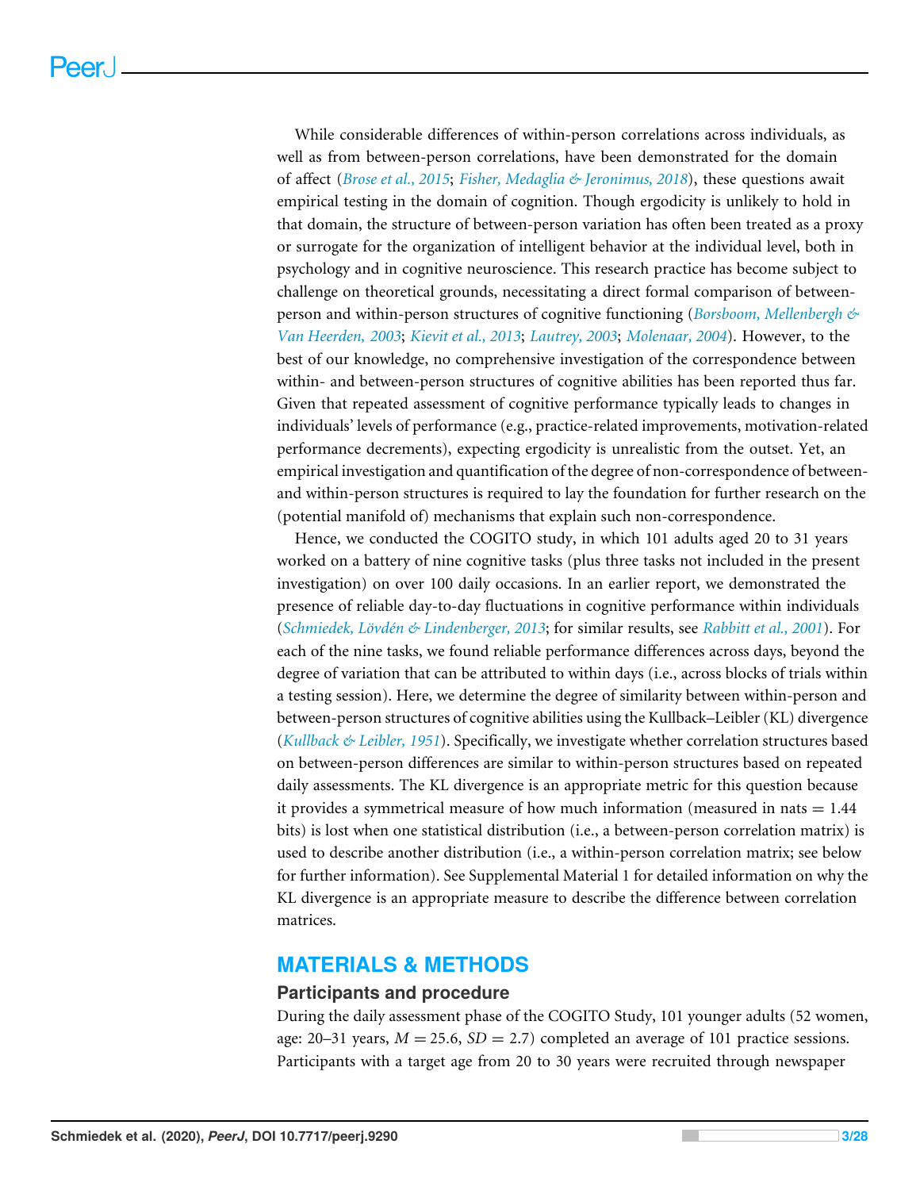While considerable differences of within-person correlations across individuals, as well as from between-person correlations, have been demonstrated for the domain of affect (*Brose et al., 2015*; *Fisher, Medaglia & Jeronimus, 2018*), these questions await empirical testing in the domain of cognition. Though ergodicity is unlikely to hold in that domain, the structure of between-person variation has often been treated as a proxy or surrogate for the organization of intelligent behavior at the individual level, both in psychology and in cognitive neuroscience. This research practice has become subject to challenge on theoretical grounds, necessitating a direct formal comparison of between-person and within-person structures of cognitive functioning (*Borsboom, Mellenbergh & Van Heerden, 2003*; *Kievit et al., 2013*; *Lautrey, 2003*; *Molenaar, 2004*). However, to the best of our knowledge, no comprehensive investigation of the correspondence between within- and between-person structures of cognitive abilities has been reported thus far. Given that repeated assessment of cognitive performance typically leads to changes in individuals' levels of performance (e.g., practice-related improvements, motivation-related performance decrements), expecting ergodicity is unrealistic from the outset. Yet, an empirical investigation and quantification of the degree of non-correspondence of between- and within-person structures is required to lay the foundation for further research on the (potential manifold of) mechanisms that explain such non-correspondence.

Hence, we conducted the COGITO study, in which 101 adults aged 20 to 31 years worked on a battery of nine cognitive tasks (plus three tasks not included in the present investigation) on over 100 daily occasions. In an earlier report, we demonstrated the presence of reliable day-to-day fluctuations in cognitive performance within individuals (*Schmiedek, Lövdén & Lindenberger, 2013*; for similar results, see *Rabbitt et al., 2001*). For each of the nine tasks, we found reliable performance differences across days, beyond the degree of variation that can be attributed to within days (i.e., across blocks of trials within a testing session). Here, we determine the degree of similarity between within-person and between-person structures of cognitive abilities using the Kullback–Leibler (KL) divergence (*Kullback & Leibler, 1951*). Specifically, we investigate whether correlation structures based on between-person differences are similar to within-person structures based on repeated daily assessments. The KL divergence is an appropriate metric for this question because it provides a symmetrical measure of how much information (measured in nats = 1.44 bits) is lost when one statistical distribution (i.e., a between-person correlation matrix) is used to describe another distribution (i.e., a within-person correlation matrix; see below for further information). See Supplemental Material 1 for detailed information on why the KL divergence is an appropriate measure to describe the difference between correlation matrices.

## MATERIALS & METHODS

### Participants and procedure

During the daily assessment phase of the COGITO Study, 101 younger adults (52 women, age: 20–31 years, $M = 25.6$, $SD = 2.7$) completed an average of 101 practice sessions. Participants with a target age from 20 to 30 years were recruited through newspaper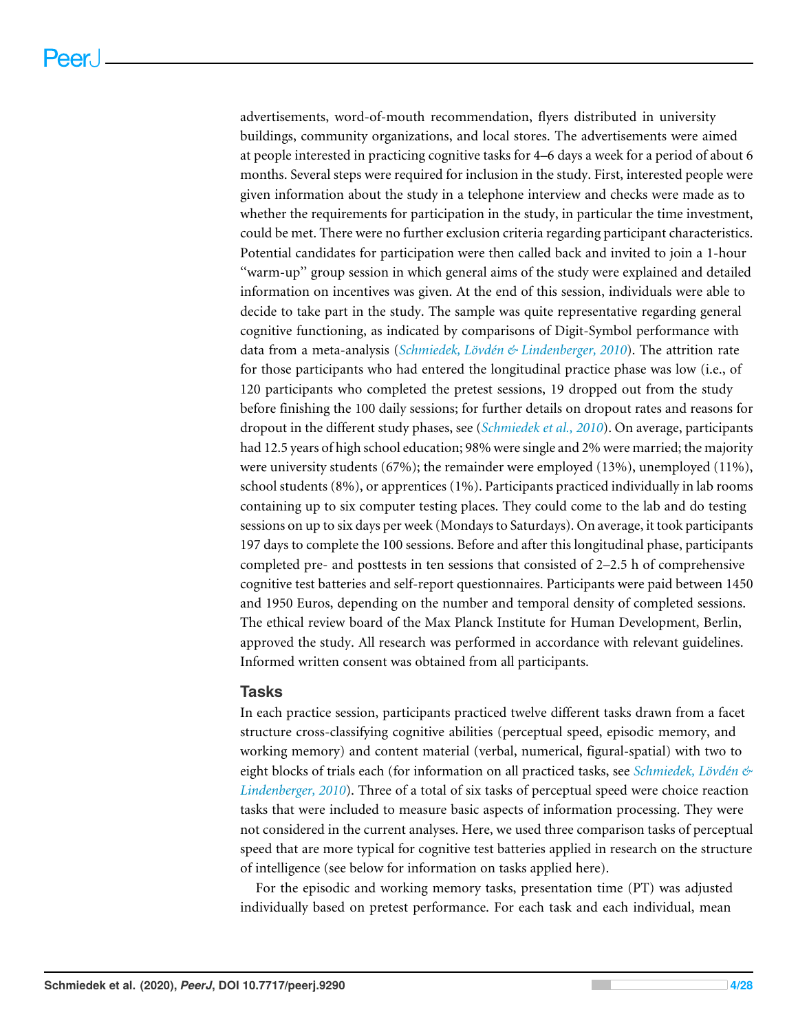advertisements, word-of-mouth recommendation, flyers distributed in university buildings, community organizations, and local stores. The advertisements were aimed at people interested in practicing cognitive tasks for 4–6 days a week for a period of about 6 months. Several steps were required for inclusion in the study. First, interested people were given information about the study in a telephone interview and checks were made as to whether the requirements for participation in the study, in particular the time investment, could be met. There were no further exclusion criteria regarding participant characteristics. Potential candidates for participation were then called back and invited to join a 1-hour "warm-up" group session in which general aims of the study were explained and detailed information on incentives was given. At the end of this session, individuals were able to decide to take part in the study. The sample was quite representative regarding general cognitive functioning, as indicated by comparisons of Digit-Symbol performance with data from a meta-analysis (*Schmiedek, Lövdén & Lindenberger, 2010*). The attrition rate for those participants who had entered the longitudinal practice phase was low (i.e., of 120 participants who completed the pretest sessions, 19 dropped out from the study before finishing the 100 daily sessions; for further details on dropout rates and reasons for dropout in the different study phases, see (*Schmiedek et al., 2010*). On average, participants had 12.5 years of high school education; 98% were single and 2% were married; the majority were university students (67%); the remainder were employed (13%), unemployed (11%), school students (8%), or apprentices (1%). Participants practiced individually in lab rooms containing up to six computer testing places. They could come to the lab and do testing sessions on up to six days per week (Mondays to Saturdays). On average, it took participants 197 days to complete the 100 sessions. Before and after this longitudinal phase, participants completed pre- and posttests in ten sessions that consisted of 2–2.5 h of comprehensive cognitive test batteries and self-report questionnaires. Participants were paid between 1450 and 1950 Euros, depending on the number and temporal density of completed sessions. The ethical review board of the Max Planck Institute for Human Development, Berlin, approved the study. All research was performed in accordance with relevant guidelines. Informed written consent was obtained from all participants.

### Tasks

In each practice session, participants practiced twelve different tasks drawn from a facet structure cross-classifying cognitive abilities (perceptual speed, episodic memory, and working memory) and content material (verbal, numerical, figural-spatial) with two to eight blocks of trials each (for information on all practiced tasks, see *Schmiedek, Lövdén & Lindenberger, 2010*). Three of a total of six tasks of perceptual speed were choice reaction tasks that were included to measure basic aspects of information processing. They were not considered in the current analyses. Here, we used three comparison tasks of perceptual speed that are more typical for cognitive test batteries applied in research on the structure of intelligence (see below for information on tasks applied here).

For the episodic and working memory tasks, presentation time (PT) was adjusted individually based on pretest performance. For each task and each individual, mean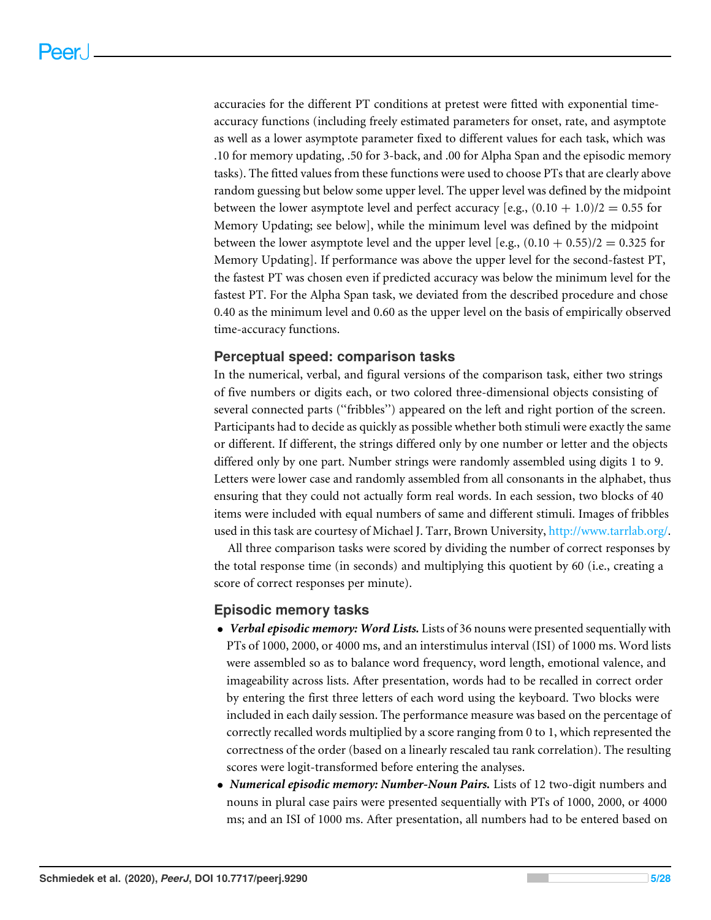accuracies for the different PT conditions at pretest were fitted with exponential time-accuracy functions (including freely estimated parameters for onset, rate, and asymptote as well as a lower asymptote parameter fixed to different values for each task, which was .10 for memory updating, .50 for 3-back, and .00 for Alpha Span and the episodic memory tasks). The fitted values from these functions were used to choose PTs that are clearly above random guessing but below some upper level. The upper level was defined by the midpoint between the lower asymptote level and perfect accuracy [e.g., $(0.10 + 1.0)/2 = 0.55$ for Memory Updating; see below], while the minimum level was defined by the midpoint between the lower asymptote level and the upper level [e.g., $(0.10 + 0.55)/2 = 0.325$ for Memory Updating]. If performance was above the upper level for the second-fastest PT, the fastest PT was chosen even if predicted accuracy was below the minimum level for the fastest PT. For the Alpha Span task, we deviated from the described procedure and chose 0.40 as the minimum level and 0.60 as the upper level on the basis of empirically observed time-accuracy functions.

### Perceptual speed: comparison tasks

In the numerical, verbal, and figural versions of the comparison task, either two strings of five numbers or digits each, or two colored three-dimensional objects consisting of several connected parts ("fribbles") appeared on the left and right portion of the screen. Participants had to decide as quickly as possible whether both stimuli were exactly the same or different. If different, the strings differed only by one number or letter and the objects differed only by one part. Number strings were randomly assembled using digits 1 to 9. Letters were lower case and randomly assembled from all consonants in the alphabet, thus ensuring that they could not actually form real words. In each session, two blocks of 40 items were included with equal numbers of same and different stimuli. Images of fribbles used in this task are courtesy of Michael J. Tarr, Brown University, http://www.tarrlab.org/.

All three comparison tasks were scored by dividing the number of correct responses by the total response time (in seconds) and multiplying this quotient by 60 (i.e., creating a score of correct responses per minute).

### Episodic memory tasks

- ***Verbal episodic memory: Word Lists.*** Lists of 36 nouns were presented sequentially with PTs of 1000, 2000, or 4000 ms, and an interstimulus interval (ISI) of 1000 ms. Word lists were assembled so as to balance word frequency, word length, emotional valence, and imageability across lists. After presentation, words had to be recalled in correct order by entering the first three letters of each word using the keyboard. Two blocks were included in each daily session. The performance measure was based on the percentage of correctly recalled words multiplied by a score ranging from 0 to 1, which represented the correctness of the order (based on a linearly rescaled tau rank correlation). The resulting scores were logit-transformed before entering the analyses.
- ***Numerical episodic memory: Number-Noun Pairs.*** Lists of 12 two-digit numbers and nouns in plural case pairs were presented sequentially with PTs of 1000, 2000, or 4000 ms; and an ISI of 1000 ms. After presentation, all numbers had to be entered based on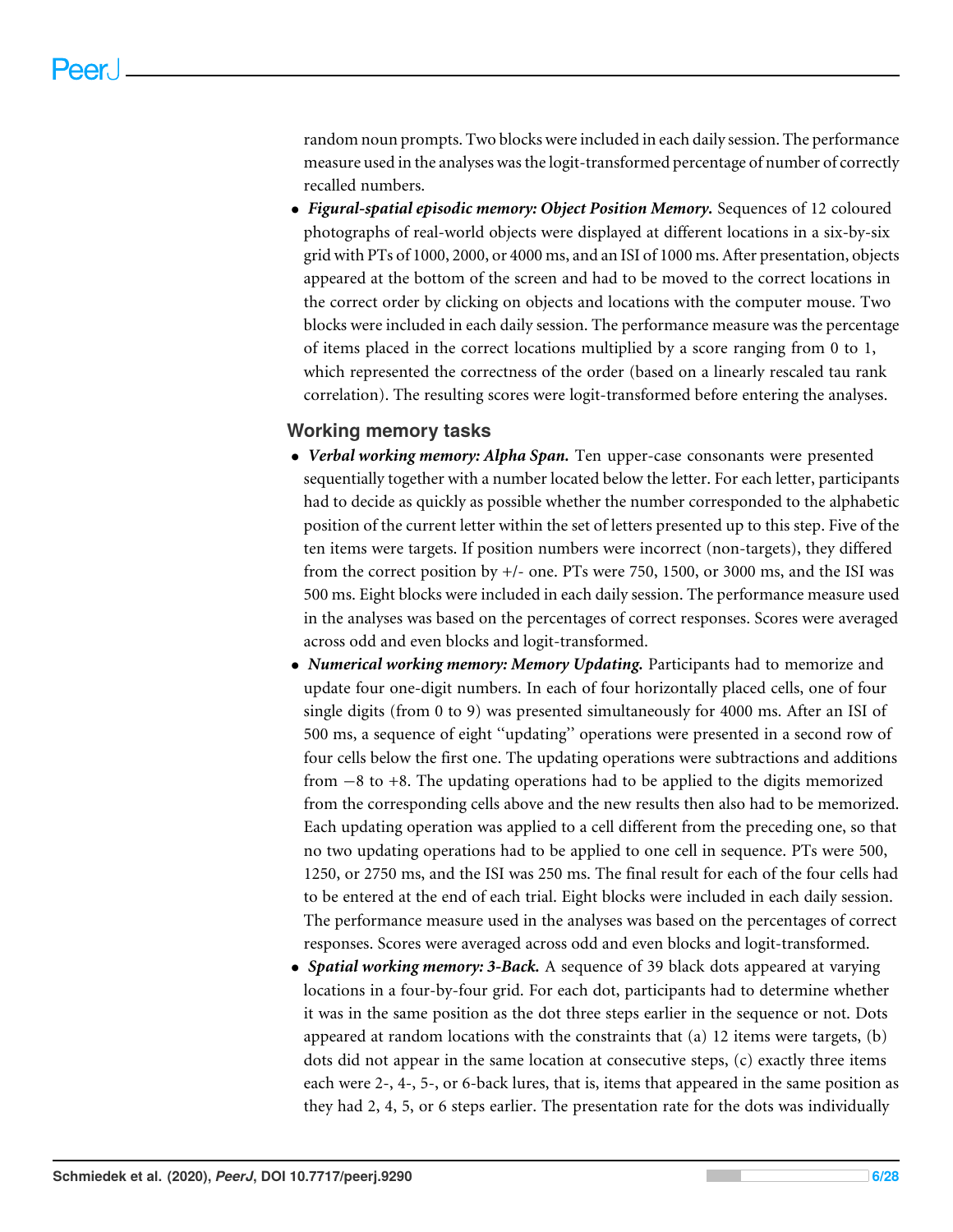random noun prompts. Two blocks were included in each daily session. The performance measure used in the analyses was the logit-transformed percentage of number of correctly recalled numbers.

- ***Figural-spatial episodic memory: Object Position Memory.*** Sequences of 12 coloured photographs of real-world objects were displayed at different locations in a six-by-six grid with PTs of 1000, 2000, or 4000 ms, and an ISI of 1000 ms. After presentation, objects appeared at the bottom of the screen and had to be moved to the correct locations in the correct order by clicking on objects and locations with the computer mouse. Two blocks were included in each daily session. The performance measure was the percentage of items placed in the correct locations multiplied by a score ranging from 0 to 1, which represented the correctness of the order (based on a linearly rescaled tau rank correlation). The resulting scores were logit-transformed before entering the analyses.

## Working memory tasks

- ***Verbal working memory: Alpha Span.*** Ten upper-case consonants were presented sequentially together with a number located below the letter. For each letter, participants had to decide as quickly as possible whether the number corresponded to the alphabetic position of the current letter within the set of letters presented up to this step. Five of the ten items were targets. If position numbers were incorrect (non-targets), they differed from the correct position by +/- one. PTs were 750, 1500, or 3000 ms, and the ISI was 500 ms. Eight blocks were included in each daily session. The performance measure used in the analyses was based on the percentages of correct responses. Scores were averaged across odd and even blocks and logit-transformed.
- ***Numerical working memory: Memory Updating.*** Participants had to memorize and update four one-digit numbers. In each of four horizontally placed cells, one of four single digits (from 0 to 9) was presented simultaneously for 4000 ms. After an ISI of 500 ms, a sequence of eight "updating" operations were presented in a second row of four cells below the first one. The updating operations were subtractions and additions from −8 to +8. The updating operations had to be applied to the digits memorized from the corresponding cells above and the new results then also had to be memorized. Each updating operation was applied to a cell different from the preceding one, so that no two updating operations had to be applied to one cell in sequence. PTs were 500, 1250, or 2750 ms, and the ISI was 250 ms. The final result for each of the four cells had to be entered at the end of each trial. Eight blocks were included in each daily session. The performance measure used in the analyses was based on the percentages of correct responses. Scores were averaged across odd and even blocks and logit-transformed.
- ***Spatial working memory: 3-Back.*** A sequence of 39 black dots appeared at varying locations in a four-by-four grid. For each dot, participants had to determine whether it was in the same position as the dot three steps earlier in the sequence or not. Dots appeared at random locations with the constraints that (a) 12 items were targets, (b) dots did not appear in the same location at consecutive steps, (c) exactly three items each were 2-, 4-, 5-, or 6-back lures, that is, items that appeared in the same position as they had 2, 4, 5, or 6 steps earlier. The presentation rate for the dots was individually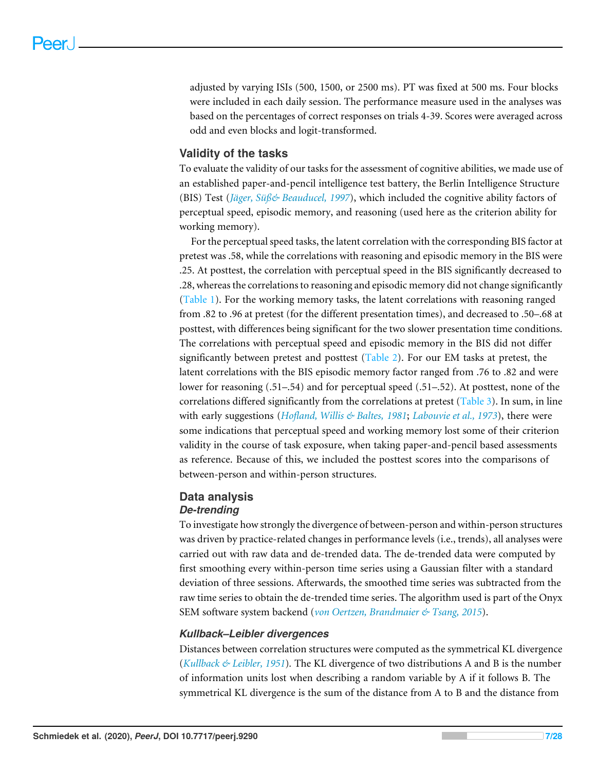adjusted by varying ISIs (500, 1500, or 2500 ms). PT was fixed at 500 ms. Four blocks were included in each daily session. The performance measure used in the analyses was based on the percentages of correct responses on trials 4-39. Scores were averaged across odd and even blocks and logit-transformed.

## Validity of the tasks

To evaluate the validity of our tasks for the assessment of cognitive abilities, we made use of an established paper-and-pencil intelligence test battery, the Berlin Intelligence Structure (BIS) Test (*Jäger, Süß& Beauducel, 1997*), which included the cognitive ability factors of perceptual speed, episodic memory, and reasoning (used here as the criterion ability for working memory).

For the perceptual speed tasks, the latent correlation with the corresponding BIS factor at pretest was .58, while the correlations with reasoning and episodic memory in the BIS were .25. At posttest, the correlation with perceptual speed in the BIS significantly decreased to .28, whereas the correlations to reasoning and episodic memory did not change significantly (Table 1). For the working memory tasks, the latent correlations with reasoning ranged from .82 to .96 at pretest (for the different presentation times), and decreased to .50–.68 at posttest, with differences being significant for the two slower presentation time conditions. The correlations with perceptual speed and episodic memory in the BIS did not differ significantly between pretest and posttest (Table 2). For our EM tasks at pretest, the latent correlations with the BIS episodic memory factor ranged from .76 to .82 and were lower for reasoning (.51–.54) and for perceptual speed (.51–.52). At posttest, none of the correlations differed significantly from the correlations at pretest (Table 3). In sum, in line with early suggestions (*Hofland, Willis & Baltes, 1981*; *Labouvie et al., 1973*), there were some indications that perceptual speed and working memory lost some of their criterion validity in the course of task exposure, when taking paper-and-pencil based assessments as reference. Because of this, we included the posttest scores into the comparisons of between-person and within-person structures.

## Data analysis

### De-trending

To investigate how strongly the divergence of between-person and within-person structures was driven by practice-related changes in performance levels (i.e., trends), all analyses were carried out with raw data and de-trended data. The de-trended data were computed by first smoothing every within-person time series using a Gaussian filter with a standard deviation of three sessions. Afterwards, the smoothed time series was subtracted from the raw time series to obtain the de-trended time series. The algorithm used is part of the Onyx SEM software system backend (*von Oertzen, Brandmaier & Tsang, 2015*).

### Kullback–Leibler divergences

Distances between correlation structures were computed as the symmetrical KL divergence (*Kullback & Leibler, 1951*). The KL divergence of two distributions A and B is the number of information units lost when describing a random variable by A if it follows B. The symmetrical KL divergence is the sum of the distance from A to B and the distance from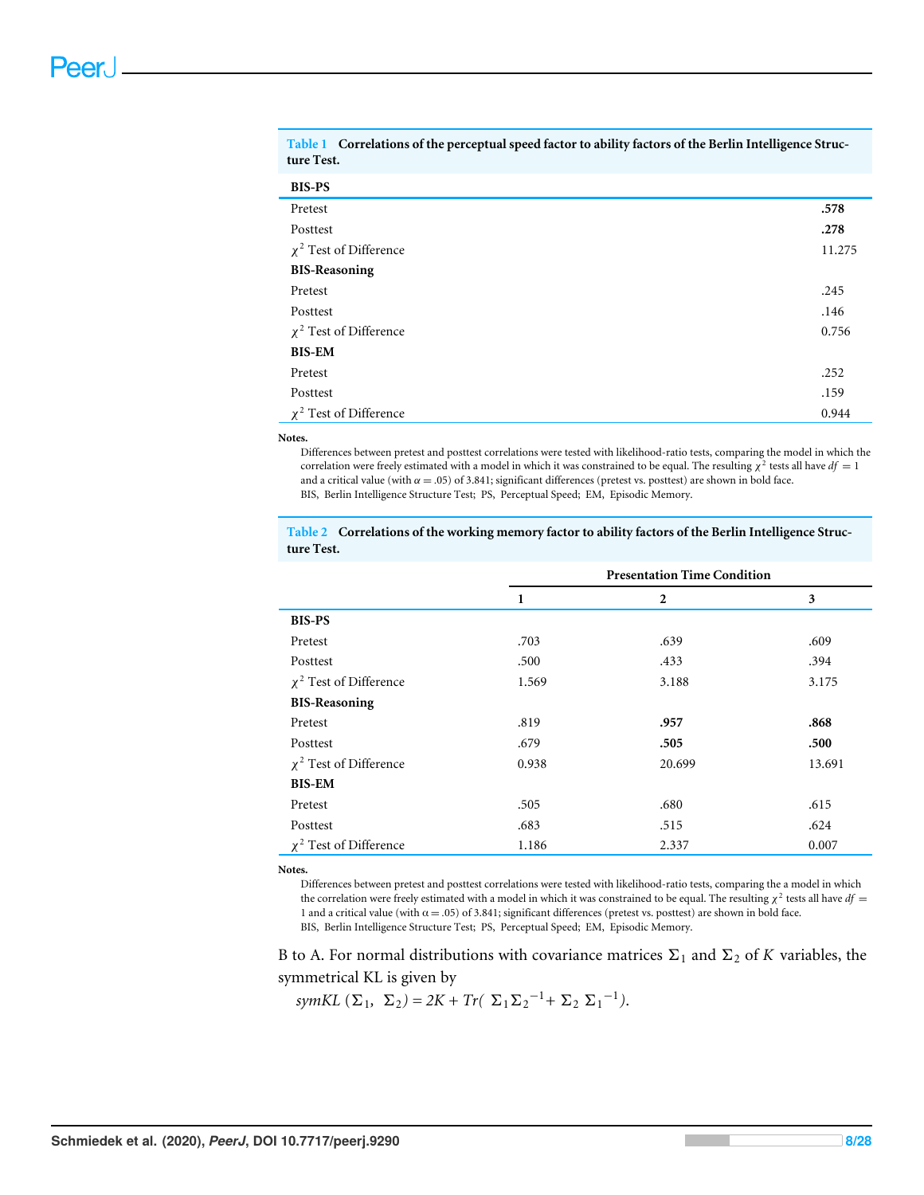**Table 1 Correlations of the perceptual speed factor to ability factors of the Berlin Intelligence Structure Test.**

| | |
|---|---|
| **BIS-PS** | |
| Pretest | **.578** |
| Posttest | **.278** |
| $\chi^2$ Test of Difference | 11.275 |
| **BIS-Reasoning** | |
| Pretest | .245 |
| Posttest | .146 |
| $\chi^2$ Test of Difference | 0.756 |
| **BIS-EM** | |
| Pretest | .252 |
| Posttest | .159 |
| $\chi^2$ Test of Difference | 0.944 |

**Notes.**

Differences between pretest and posttest correlations were tested with likelihood-ratio tests, comparing the model in which the correlation were freely estimated with a model in which it was constrained to be equal. The resulting $\chi^2$ tests all have $df = 1$ and a critical value (with $\alpha = .05$) of 3.841; significant differences (pretest vs. posttest) are shown in bold face.

BIS, Berlin Intelligence Structure Test; PS, Perceptual Speed; EM, Episodic Memory.

**Table 2 Correlations of the working memory factor to ability factors of the Berlin Intelligence Structure Test.**

| | Presentation Time Condition | | |
|---|---|---|---|
| | 1 | 2 | 3 |
| **BIS-PS** | | | |
| Pretest | .703 | .639 | .609 |
| Posttest | .500 | .433 | .394 |
| $\chi^2$ Test of Difference | 1.569 | 3.188 | 3.175 |
| **BIS-Reasoning** | | | |
| Pretest | .819 | **.957** | **.868** |
| Posttest | .679 | **.505** | **.500** |
| $\chi^2$ Test of Difference | 0.938 | 20.699 | 13.691 |
| **BIS-EM** | | | |
| Pretest | .505 | .680 | .615 |
| Posttest | .683 | .515 | .624 |
| $\chi^2$ Test of Difference | 1.186 | 2.337 | 0.007 |

**Notes.**

Differences between pretest and posttest correlations were tested with likelihood-ratio tests, comparing the a model in which the correlation were freely estimated with a model in which it was constrained to be equal. The resulting $\chi^2$ tests all have $df = 1$ and a critical value (with $\alpha = .05$) of 3.841; significant differences (pretest vs. posttest) are shown in bold face.

BIS, Berlin Intelligence Structure Test; PS, Perceptual Speed; EM, Episodic Memory.

B to A. For normal distributions with covariance matrices $\Sigma_1$ and $\Sigma_2$ of $K$ variables, the symmetrical KL is given by

$$symKL\ (\Sigma_1,\ \Sigma_2) = 2K + Tr(\ \Sigma_1 \Sigma_2^{-1} + \Sigma_2\ \Sigma_1^{-1}).$$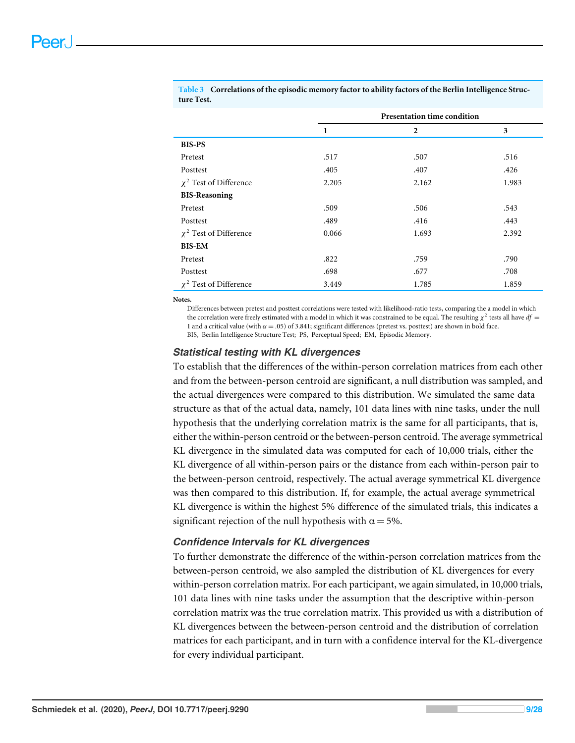**Table 3 Correlations of the episodic memory factor to ability factors of the Berlin Intelligence Structure Test.**

| | Presentation time condition | | |
|---|---|---|---|
| | 1 | 2 | 3 |
| **BIS-PS** | | | |
| Pretest | .517 | .507 | .516 |
| Posttest | .405 | .407 | .426 |
| $\chi^2$ Test of Difference | 2.205 | 2.162 | 1.983 |
| **BIS-Reasoning** | | | |
| Pretest | .509 | .506 | .543 |
| Posttest | .489 | .416 | .443 |
| $\chi^2$ Test of Difference | 0.066 | 1.693 | 2.392 |
| **BIS-EM** | | | |
| Pretest | .822 | .759 | .790 |
| Posttest | .698 | .677 | .708 |
| $\chi^2$ Test of Difference | 3.449 | 1.785 | 1.859 |

**Notes.**

Differences between pretest and posttest correlations were tested with likelihood-ratio tests, comparing the a model in which the correlation were freely estimated with a model in which it was constrained to be equal. The resulting $\chi^2$ tests all have $df = 1$ and a critical value (with $\alpha = .05$) of 3.841; significant differences (pretest vs. posttest) are shown in bold face.
BIS, Berlin Intelligence Structure Test; PS, Perceptual Speed; EM, Episodic Memory.

### Statistical testing with KL divergences

To establish that the differences of the within-person correlation matrices from each other and from the between-person centroid are significant, a null distribution was sampled, and the actual divergences were compared to this distribution. We simulated the same data structure as that of the actual data, namely, 101 data lines with nine tasks, under the null hypothesis that the underlying correlation matrix is the same for all participants, that is, either the within-person centroid or the between-person centroid. The average symmetrical KL divergence in the simulated data was computed for each of 10,000 trials, either the KL divergence of all within-person pairs or the distance from each within-person pair to the between-person centroid, respectively. The actual average symmetrical KL divergence was then compared to this distribution. If, for example, the actual average symmetrical KL divergence is within the highest 5% difference of the simulated trials, this indicates a significant rejection of the null hypothesis with $\alpha = 5\%$.

### Confidence Intervals for KL divergences

To further demonstrate the difference of the within-person correlation matrices from the between-person centroid, we also sampled the distribution of KL divergences for every within-person correlation matrix. For each participant, we again simulated, in 10,000 trials, 101 data lines with nine tasks under the assumption that the descriptive within-person correlation matrix was the true correlation matrix. This provided us with a distribution of KL divergences between the between-person centroid and the distribution of correlation matrices for each participant, and in turn with a confidence interval for the KL-divergence for every individual participant.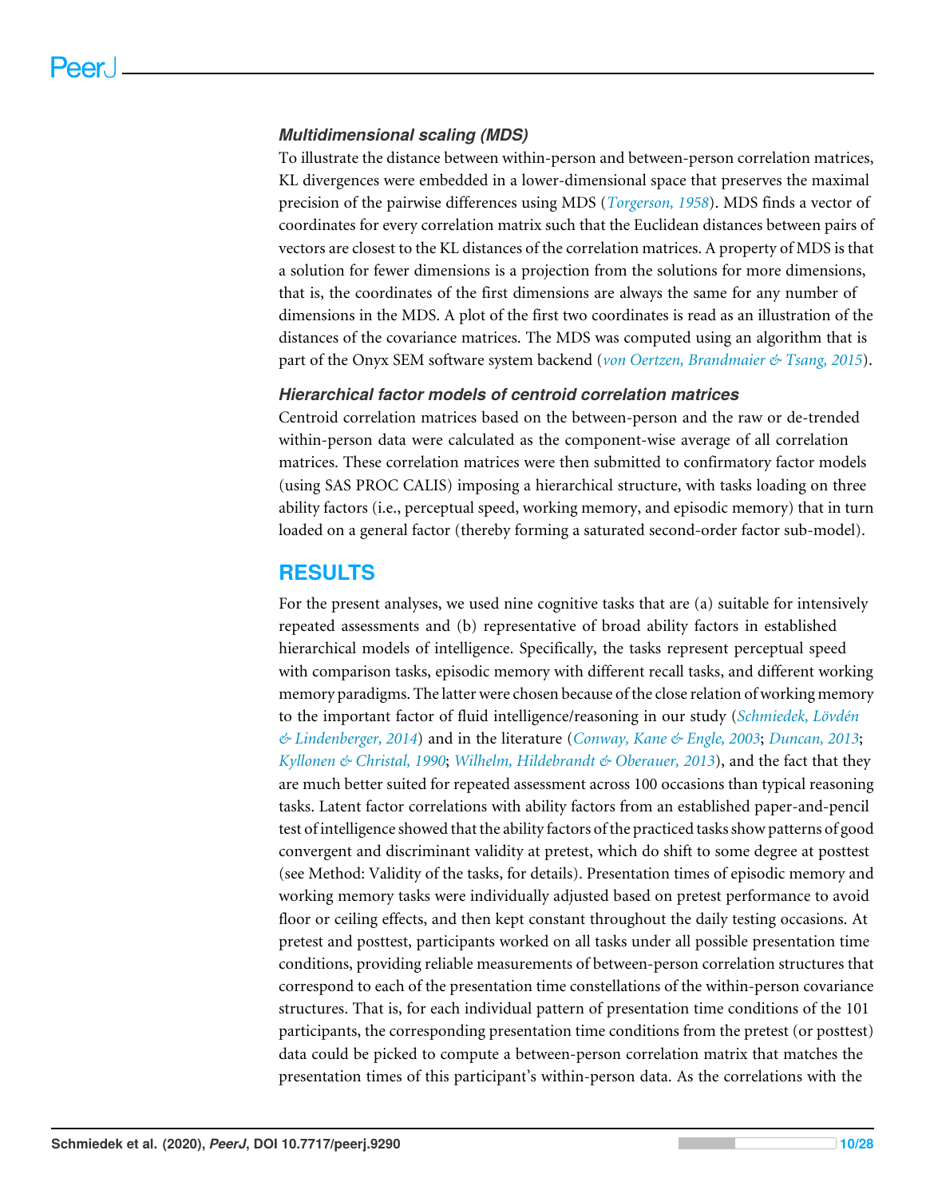### *Multidimensional scaling (MDS)*

To illustrate the distance between within-person and between-person correlation matrices, KL divergences were embedded in a lower-dimensional space that preserves the maximal precision of the pairwise differences using MDS (*Torgerson, 1958*). MDS finds a vector of coordinates for every correlation matrix such that the Euclidean distances between pairs of vectors are closest to the KL distances of the correlation matrices. A property of MDS is that a solution for fewer dimensions is a projection from the solutions for more dimensions, that is, the coordinates of the first dimensions are always the same for any number of dimensions in the MDS. A plot of the first two coordinates is read as an illustration of the distances of the covariance matrices. The MDS was computed using an algorithm that is part of the Onyx SEM software system backend (*von Oertzen, Brandmaier & Tsang, 2015*).

### *Hierarchical factor models of centroid correlation matrices*

Centroid correlation matrices based on the between-person and the raw or de-trended within-person data were calculated as the component-wise average of all correlation matrices. These correlation matrices were then submitted to confirmatory factor models (using SAS PROC CALIS) imposing a hierarchical structure, with tasks loading on three ability factors (i.e., perceptual speed, working memory, and episodic memory) that in turn loaded on a general factor (thereby forming a saturated second-order factor sub-model).

## RESULTS

For the present analyses, we used nine cognitive tasks that are (a) suitable for intensively repeated assessments and (b) representative of broad ability factors in established hierarchical models of intelligence. Specifically, the tasks represent perceptual speed with comparison tasks, episodic memory with different recall tasks, and different working memory paradigms. The latter were chosen because of the close relation of working memory to the important factor of fluid intelligence/reasoning in our study (*Schmiedek, Lövdén & Lindenberger, 2014*) and in the literature (*Conway, Kane & Engle, 2003*; *Duncan, 2013*; *Kyllonen & Christal, 1990*; *Wilhelm, Hildebrandt & Oberauer, 2013*), and the fact that they are much better suited for repeated assessment across 100 occasions than typical reasoning tasks. Latent factor correlations with ability factors from an established paper-and-pencil test of intelligence showed that the ability factors of the practiced tasks show patterns of good convergent and discriminant validity at pretest, which do shift to some degree at posttest (see Method: Validity of the tasks, for details). Presentation times of episodic memory and working memory tasks were individually adjusted based on pretest performance to avoid floor or ceiling effects, and then kept constant throughout the daily testing occasions. At pretest and posttest, participants worked on all tasks under all possible presentation time conditions, providing reliable measurements of between-person correlation structures that correspond to each of the presentation time constellations of the within-person covariance structures. That is, for each individual pattern of presentation time conditions of the 101 participants, the corresponding presentation time conditions from the pretest (or posttest) data could be picked to compute a between-person correlation matrix that matches the presentation times of this participant's within-person data. As the correlations with the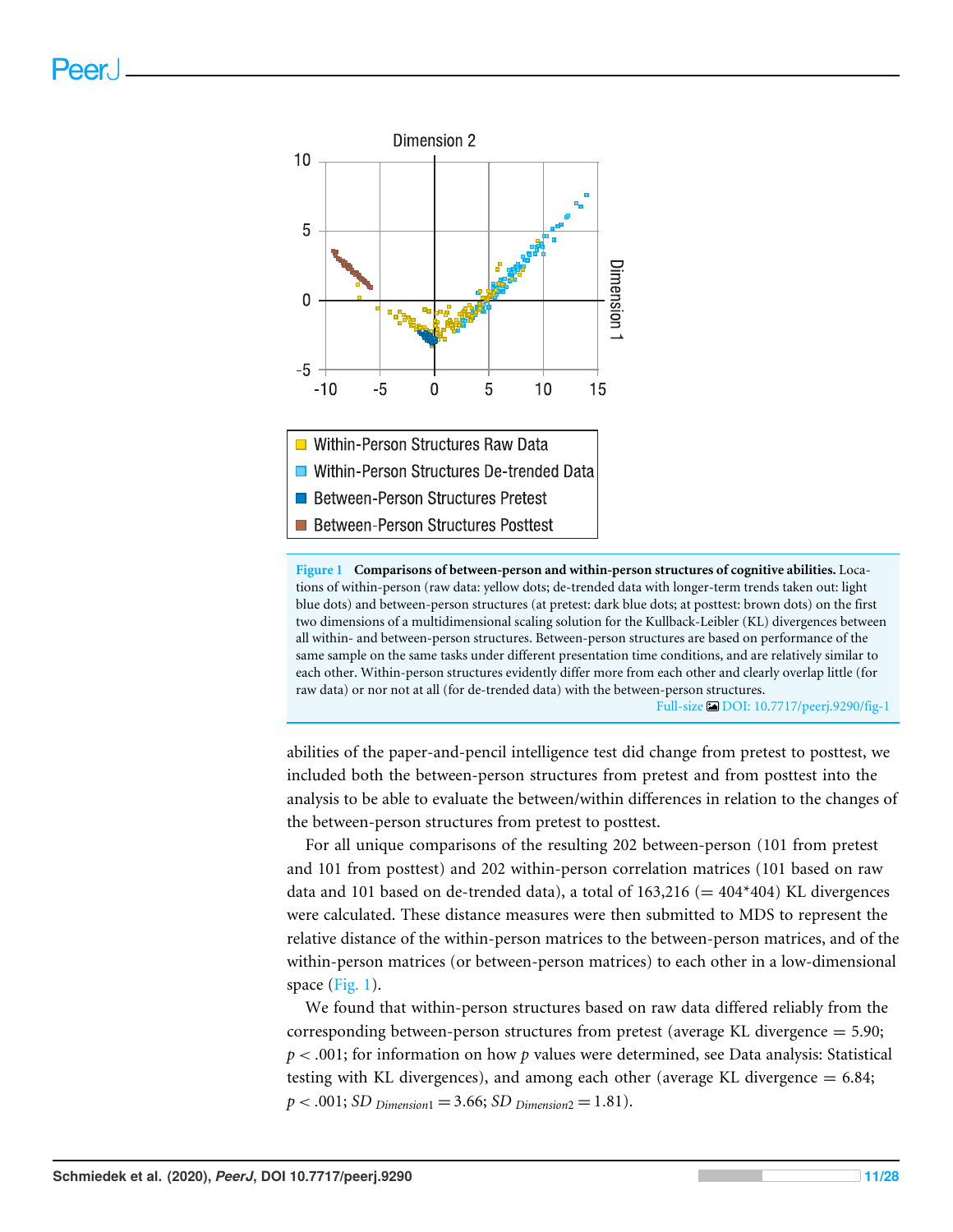**Figure 1 Comparisons of between-person and within-person structures of cognitive abilities.** Locations of within-person (raw data: yellow dots; de-trended data with longer-term trends taken out: light blue dots) and between-person structures (at pretest: dark blue dots; at posttest: brown dots) on the first two dimensions of a multidimensional scaling solution for the Kullback-Leibler (KL) divergences between all within- and between-person structures. Between-person structures are based on performance of the same sample on the same tasks under different presentation time conditions, and are relatively similar to each other. Within-person structures evidently differ more from each other and clearly overlap little (for raw data) or nor not at all (for de-trended data) with the between-person structures.

abilities of the paper-and-pencil intelligence test did change from pretest to posttest, we included both the between-person structures from pretest and from posttest into the analysis to be able to evaluate the between/within differences in relation to the changes of the between-person structures from pretest to posttest.

For all unique comparisons of the resulting 202 between-person (101 from pretest and 101 from posttest) and 202 within-person correlation matrices (101 based on raw data and 101 based on de-trended data), a total of 163,216 (= 404*404) KL divergences were calculated. These distance measures were then submitted to MDS to represent the relative distance of the within-person matrices to the between-person matrices, and of the within-person matrices (or between-person matrices) to each other in a low-dimensional space (Fig. 1).

We found that within-person structures based on raw data differed reliably from the corresponding between-person structures from pretest (average KL divergence = 5.90; $p < .001$; for information on how $p$ values were determined, see Data analysis: Statistical testing with KL divergences), and among each other (average KL divergence = 6.84; $p < .001$; $SD_{Dimension1} = 3.66$; $SD_{Dimension2} = 1.81$).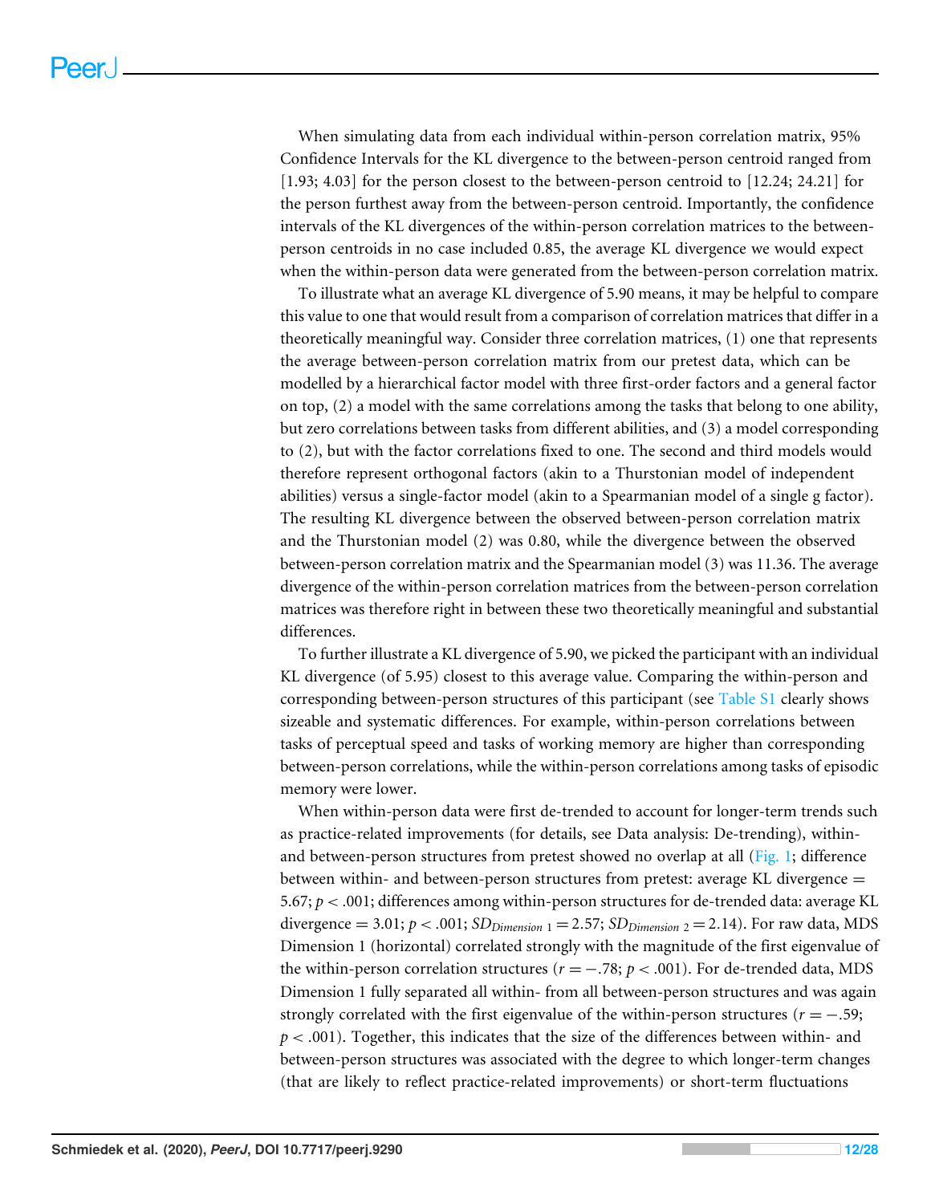When simulating data from each individual within-person correlation matrix, 95% Confidence Intervals for the KL divergence to the between-person centroid ranged from [1.93; 4.03] for the person closest to the between-person centroid to [12.24; 24.21] for the person furthest away from the between-person centroid. Importantly, the confidence intervals of the KL divergences of the within-person correlation matrices to the between-person centroids in no case included 0.85, the average KL divergence we would expect when the within-person data were generated from the between-person correlation matrix.

To illustrate what an average KL divergence of 5.90 means, it may be helpful to compare this value to one that would result from a comparison of correlation matrices that differ in a theoretically meaningful way. Consider three correlation matrices, (1) one that represents the average between-person correlation matrix from our pretest data, which can be modelled by a hierarchical factor model with three first-order factors and a general factor on top, (2) a model with the same correlations among the tasks that belong to one ability, but zero correlations between tasks from different abilities, and (3) a model corresponding to (2), but with the factor correlations fixed to one. The second and third models would therefore represent orthogonal factors (akin to a Thurstonian model of independent abilities) versus a single-factor model (akin to a Spearmanian model of a single g factor). The resulting KL divergence between the observed between-person correlation matrix and the Thurstonian model (2) was 0.80, while the divergence between the observed between-person correlation matrix and the Spearmanian model (3) was 11.36. The average divergence of the within-person correlation matrices from the between-person correlation matrices was therefore right in between these two theoretically meaningful and substantial differences.

To further illustrate a KL divergence of 5.90, we picked the participant with an individual KL divergence (of 5.95) closest to this average value. Comparing the within-person and corresponding between-person structures of this participant (see Table S1 clearly shows sizeable and systematic differences. For example, within-person correlations between tasks of perceptual speed and tasks of working memory are higher than corresponding between-person correlations, while the within-person correlations among tasks of episodic memory were lower.

When within-person data were first de-trended to account for longer-term trends such as practice-related improvements (for details, see Data analysis: De-trending), within- and between-person structures from pretest showed no overlap at all (Fig. 1; difference between within- and between-person structures from pretest: average KL divergence = 5.67; $p < .001$; differences among within-person structures for de-trended data: average KL divergence = 3.01; $p < .001$; $SD_{Dimension\ 1} = 2.57$; $SD_{Dimension\ 2} = 2.14$). For raw data, MDS Dimension 1 (horizontal) correlated strongly with the magnitude of the first eigenvalue of the within-person correlation structures ($r = -.78$; $p < .001$). For de-trended data, MDS Dimension 1 fully separated all within- from all between-person structures and was again strongly correlated with the first eigenvalue of the within-person structures ($r = -.59$; $p < .001$). Together, this indicates that the size of the differences between within- and between-person structures was associated with the degree to which longer-term changes (that are likely to reflect practice-related improvements) or short-term fluctuations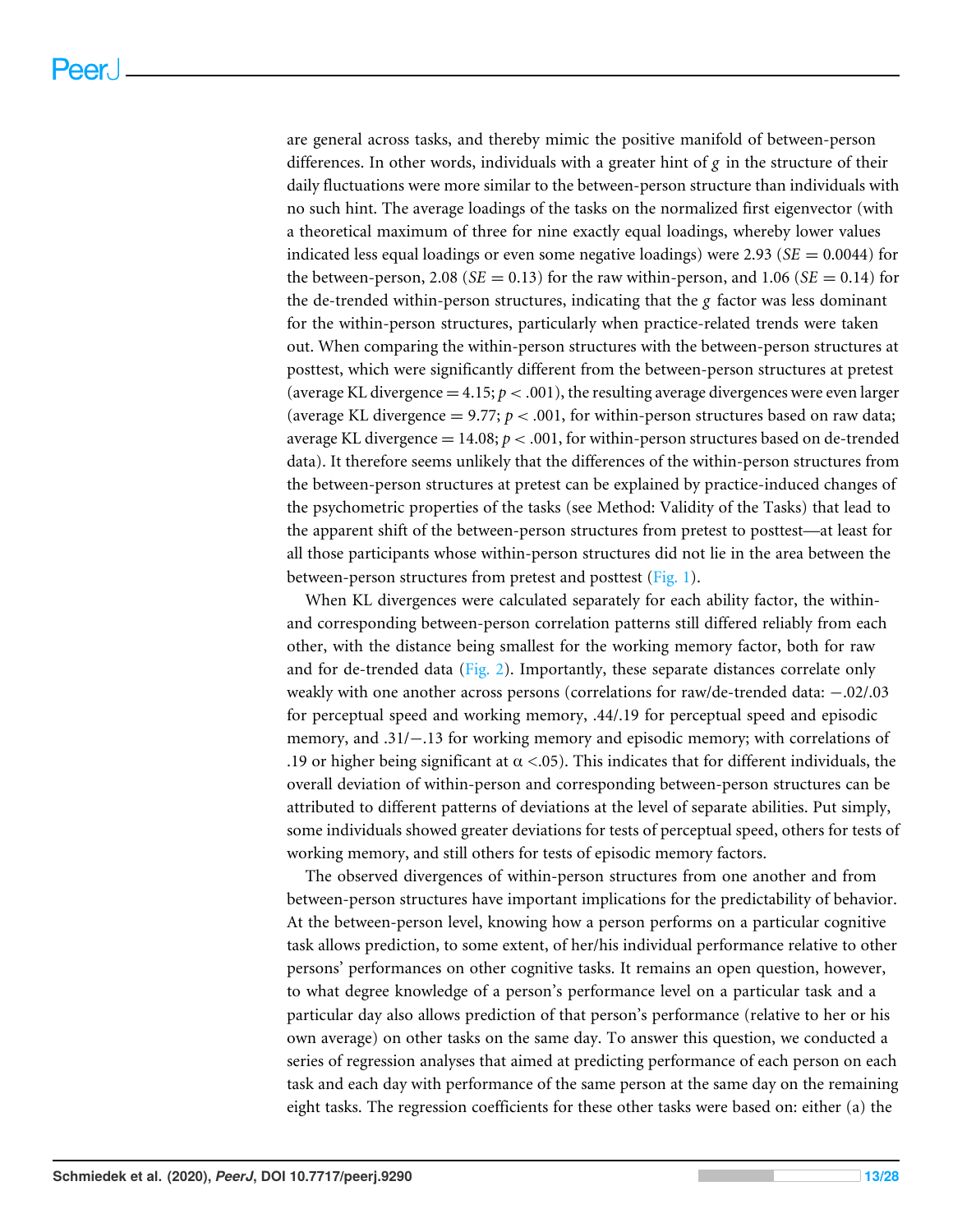are general across tasks, and thereby mimic the positive manifold of between-person differences. In other words, individuals with a greater hint of *g* in the structure of their daily fluctuations were more similar to the between-person structure than individuals with no such hint. The average loadings of the tasks on the normalized first eigenvector (with a theoretical maximum of three for nine exactly equal loadings, whereby lower values indicated less equal loadings or even some negative loadings) were 2.93 ($SE = 0.0044$) for the between-person, 2.08 ($SE = 0.13$) for the raw within-person, and 1.06 ($SE = 0.14$) for the de-trended within-person structures, indicating that the *g* factor was less dominant for the within-person structures, particularly when practice-related trends were taken out. When comparing the within-person structures with the between-person structures at posttest, which were significantly different from the between-person structures at pretest (average KL divergence = 4.15; $p < .001$), the resulting average divergences were even larger (average KL divergence = 9.77; $p < .001$, for within-person structures based on raw data; average KL divergence = 14.08; $p < .001$, for within-person structures based on de-trended data). It therefore seems unlikely that the differences of the within-person structures from the between-person structures at pretest can be explained by practice-induced changes of the psychometric properties of the tasks (see Method: Validity of the Tasks) that lead to the apparent shift of the between-person structures from pretest to posttest—at least for all those participants whose within-person structures did not lie in the area between the between-person structures from pretest and posttest (Fig. 1).

When KL divergences were calculated separately for each ability factor, the within- and corresponding between-person correlation patterns still differed reliably from each other, with the distance being smallest for the working memory factor, both for raw and for de-trended data (Fig. 2). Importantly, these separate distances correlate only weakly with one another across persons (correlations for raw/de-trended data: −.02/.03 for perceptual speed and working memory, .44/.19 for perceptual speed and episodic memory, and .31/−.13 for working memory and episodic memory; with correlations of .19 or higher being significant at $\alpha < .05$). This indicates that for different individuals, the overall deviation of within-person and corresponding between-person structures can be attributed to different patterns of deviations at the level of separate abilities. Put simply, some individuals showed greater deviations for tests of perceptual speed, others for tests of working memory, and still others for tests of episodic memory factors.

The observed divergences of within-person structures from one another and from between-person structures have important implications for the predictability of behavior. At the between-person level, knowing how a person performs on a particular cognitive task allows prediction, to some extent, of her/his individual performance relative to other persons' performances on other cognitive tasks. It remains an open question, however, to what degree knowledge of a person's performance level on a particular task and a particular day also allows prediction of that person's performance (relative to her or his own average) on other tasks on the same day. To answer this question, we conducted a series of regression analyses that aimed at predicting performance of each person on each task and each day with performance of the same person at the same day on the remaining eight tasks. The regression coefficients for these other tasks were based on: either (a) the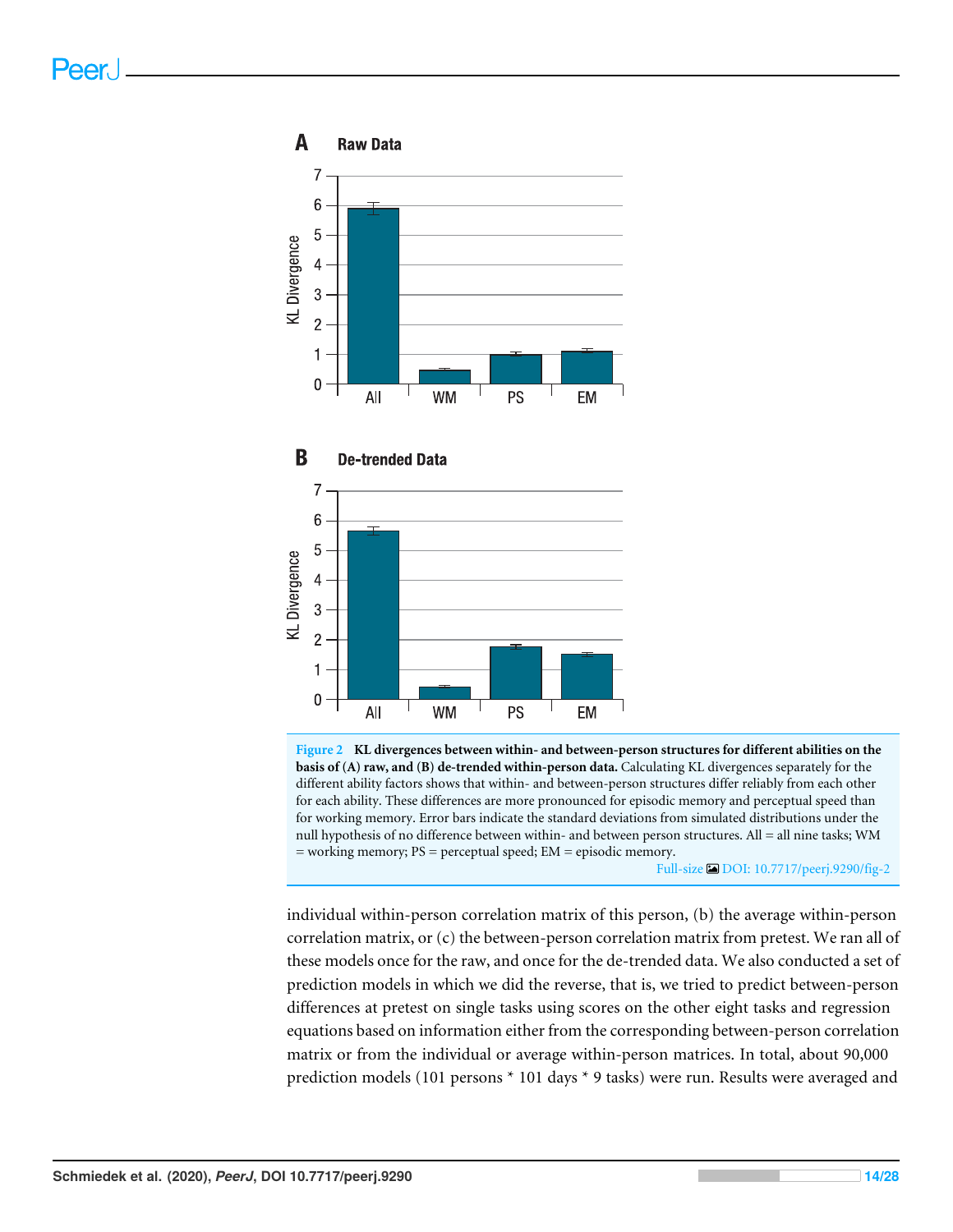**Figure 2 KL divergences between within- and between-person structures for different abilities on the basis of (A) raw, and (B) de-trended within-person data.** Calculating KL divergences separately for the different ability factors shows that within- and between-person structures differ reliably from each other for each ability. These differences are more pronounced for episodic memory and perceptual speed than for working memory. Error bars indicate the standard deviations from simulated distributions under the null hypothesis of no difference between within- and between person structures. All = all nine tasks; WM = working memory; PS = perceptual speed; EM = episodic memory.

Full-size DOI: 10.7717/peerj.9290/fig-2

individual within-person correlation matrix of this person, (b) the average within-person correlation matrix, or (c) the between-person correlation matrix from pretest. We ran all of these models once for the raw, and once for the de-trended data. We also conducted a set of prediction models in which we did the reverse, that is, we tried to predict between-person differences at pretest on single tasks using scores on the other eight tasks and regression equations based on information either from the corresponding between-person correlation matrix or from the individual or average within-person matrices. In total, about 90,000 prediction models (101 persons * 101 days * 9 tasks) were run. Results were averaged and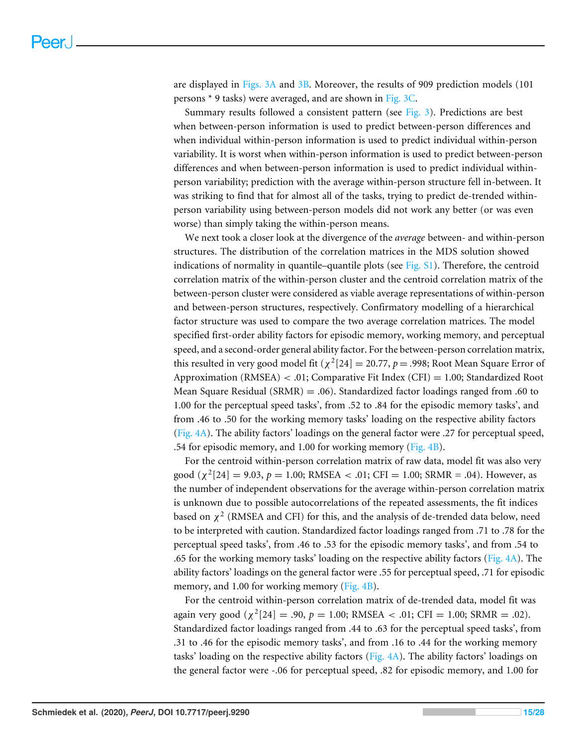are displayed in Figs. 3A and 3B. Moreover, the results of 909 prediction models (101 persons * 9 tasks) were averaged, and are shown in Fig. 3C.

Summary results followed a consistent pattern (see Fig. 3). Predictions are best when between-person information is used to predict between-person differences and when individual within-person information is used to predict individual within-person variability. It is worst when within-person information is used to predict between-person differences and when between-person information is used to predict individual within-person variability; prediction with the average within-person structure fell in-between. It was striking to find that for almost all of the tasks, trying to predict de-trended within-person variability using between-person models did not work any better (or was even worse) than simply taking the within-person means.

We next took a closer look at the divergence of the *average* between- and within-person structures. The distribution of the correlation matrices in the MDS solution showed indications of normality in quantile–quantile plots (see Fig. S1). Therefore, the centroid correlation matrix of the within-person cluster and the centroid correlation matrix of the between-person cluster were considered as viable average representations of within-person and between-person structures, respectively. Confirmatory modelling of a hierarchical factor structure was used to compare the two average correlation matrices. The model specified first-order ability factors for episodic memory, working memory, and perceptual speed, and a second-order general ability factor. For the between-person correlation matrix, this resulted in very good model fit ($\chi^2[24] = 20.77$, $p = .998$; Root Mean Square Error of Approximation (RMSEA) $< .01$; Comparative Fit Index (CFI) = 1.00; Standardized Root Mean Square Residual (SRMR) = .06). Standardized factor loadings ranged from .60 to 1.00 for the perceptual speed tasks', from .52 to .84 for the episodic memory tasks', and from .46 to .50 for the working memory tasks' loading on the respective ability factors (Fig. 4A). The ability factors' loadings on the general factor were .27 for perceptual speed, .54 for episodic memory, and 1.00 for working memory (Fig. 4B).

For the centroid within-person correlation matrix of raw data, model fit was also very good ($\chi^2[24] = 9.03$, $p = 1.00$; RMSEA $< .01$; CFI = 1.00; SRMR = .04). However, as the number of independent observations for the average within-person correlation matrix is unknown due to possible autocorrelations of the repeated assessments, the fit indices based on $\chi^2$ (RMSEA and CFI) for this, and the analysis of de-trended data below, need to be interpreted with caution. Standardized factor loadings ranged from .71 to .78 for the perceptual speed tasks', from .46 to .53 for the episodic memory tasks', and from .54 to .65 for the working memory tasks' loading on the respective ability factors (Fig. 4A). The ability factors' loadings on the general factor were .55 for perceptual speed, .71 for episodic memory, and 1.00 for working memory (Fig. 4B).

For the centroid within-person correlation matrix of de-trended data, model fit was again very good ($\chi^2[24] = .90$, $p = 1.00$; RMSEA $< .01$; CFI = 1.00; SRMR = .02). Standardized factor loadings ranged from .44 to .63 for the perceptual speed tasks', from .31 to .46 for the episodic memory tasks', and from .16 to .44 for the working memory tasks' loading on the respective ability factors (Fig. 4A). The ability factors' loadings on the general factor were -.06 for perceptual speed, .82 for episodic memory, and 1.00 for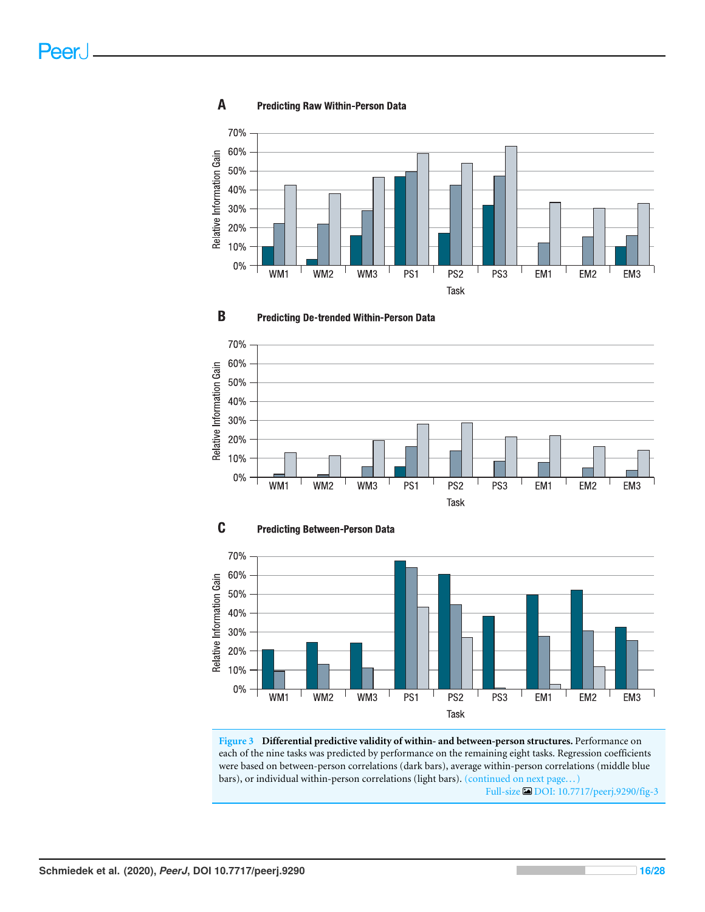**Figure 3 Differential predictive validity of within- and between-person structures.** Performance on each of the nine tasks was predicted by performance on the remaining eight tasks. Regression coefficients were based on between-person correlations (dark bars), average within-person correlations (middle blue bars), or individual within-person correlations (light bars). (continued on next page…)

Full-size DOI: 10.7717/peerj.9290/fig-3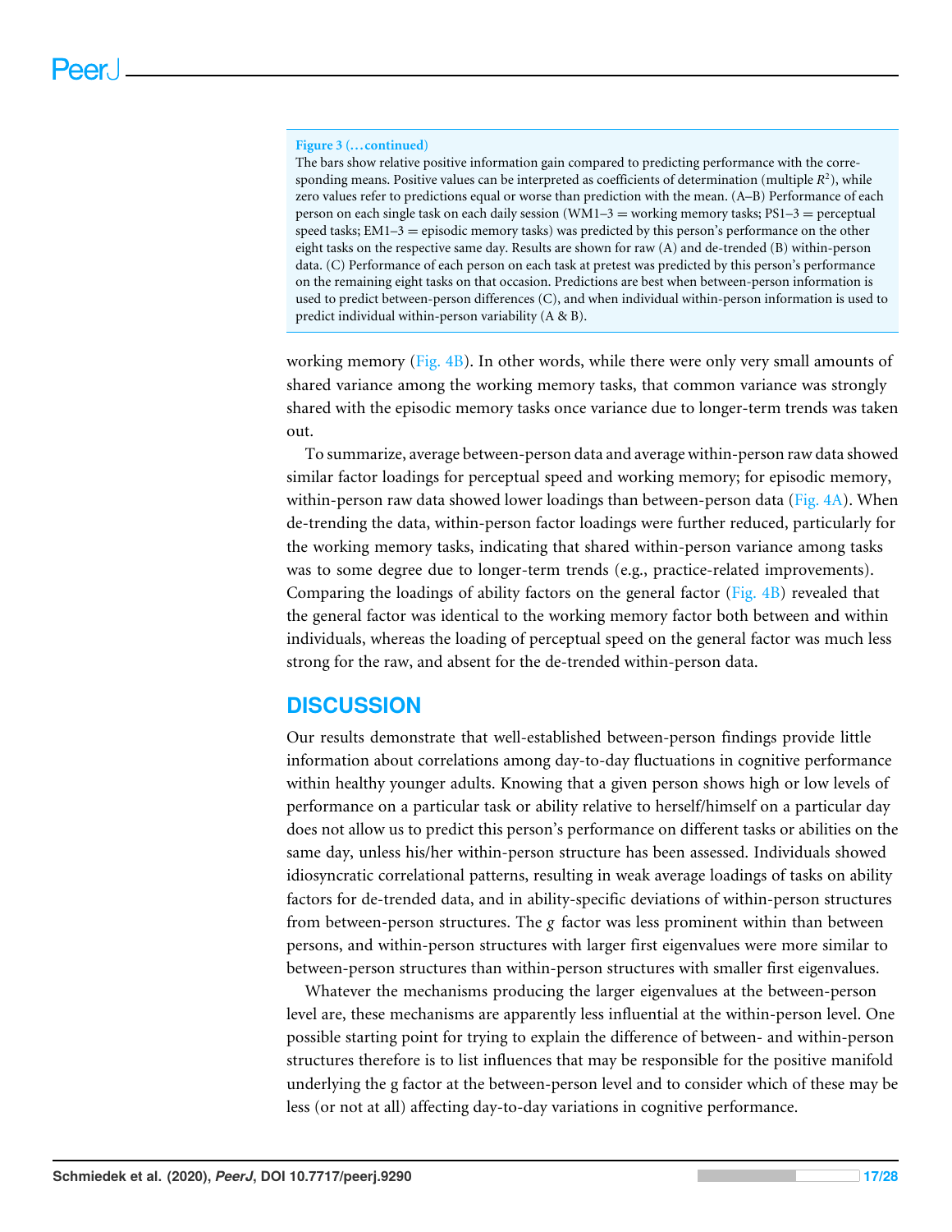**Figure 3 (…continued)**

The bars show relative positive information gain compared to predicting performance with the corresponding means. Positive values can be interpreted as coefficients of determination (multiple $R^2$), while zero values refer to predictions equal or worse than prediction with the mean. (A–B) Performance of each person on each single task on each daily session (WM1–3 = working memory tasks; PS1–3 = perceptual speed tasks; EM1–3 = episodic memory tasks) was predicted by this person's performance on the other eight tasks on the respective same day. Results are shown for raw (A) and de-trended (B) within-person data. (C) Performance of each person on each task at pretest was predicted by this person's performance on the remaining eight tasks on that occasion. Predictions are best when between-person information is used to predict between-person differences (C), and when individual within-person information is used to predict individual within-person variability (A & B).

working memory (Fig. 4B). In other words, while there were only very small amounts of shared variance among the working memory tasks, that common variance was strongly shared with the episodic memory tasks once variance due to longer-term trends was taken out.

To summarize, average between-person data and average within-person raw data showed similar factor loadings for perceptual speed and working memory; for episodic memory, within-person raw data showed lower loadings than between-person data (Fig. 4A). When de-trending the data, within-person factor loadings were further reduced, particularly for the working memory tasks, indicating that shared within-person variance among tasks was to some degree due to longer-term trends (e.g., practice-related improvements). Comparing the loadings of ability factors on the general factor (Fig. 4B) revealed that the general factor was identical to the working memory factor both between and within individuals, whereas the loading of perceptual speed on the general factor was much less strong for the raw, and absent for the de-trended within-person data.

## DISCUSSION

Our results demonstrate that well-established between-person findings provide little information about correlations among day-to-day fluctuations in cognitive performance within healthy younger adults. Knowing that a given person shows high or low levels of performance on a particular task or ability relative to herself/himself on a particular day does not allow us to predict this person's performance on different tasks or abilities on the same day, unless his/her within-person structure has been assessed. Individuals showed idiosyncratic correlational patterns, resulting in weak average loadings of tasks on ability factors for de-trended data, and in ability-specific deviations of within-person structures from between-person structures. The *g* factor was less prominent within than between persons, and within-person structures with larger first eigenvalues were more similar to between-person structures than within-person structures with smaller first eigenvalues.

Whatever the mechanisms producing the larger eigenvalues at the between-person level are, these mechanisms are apparently less influential at the within-person level. One possible starting point for trying to explain the difference of between- and within-person structures therefore is to list influences that may be responsible for the positive manifold underlying the g factor at the between-person level and to consider which of these may be less (or not at all) affecting day-to-day variations in cognitive performance.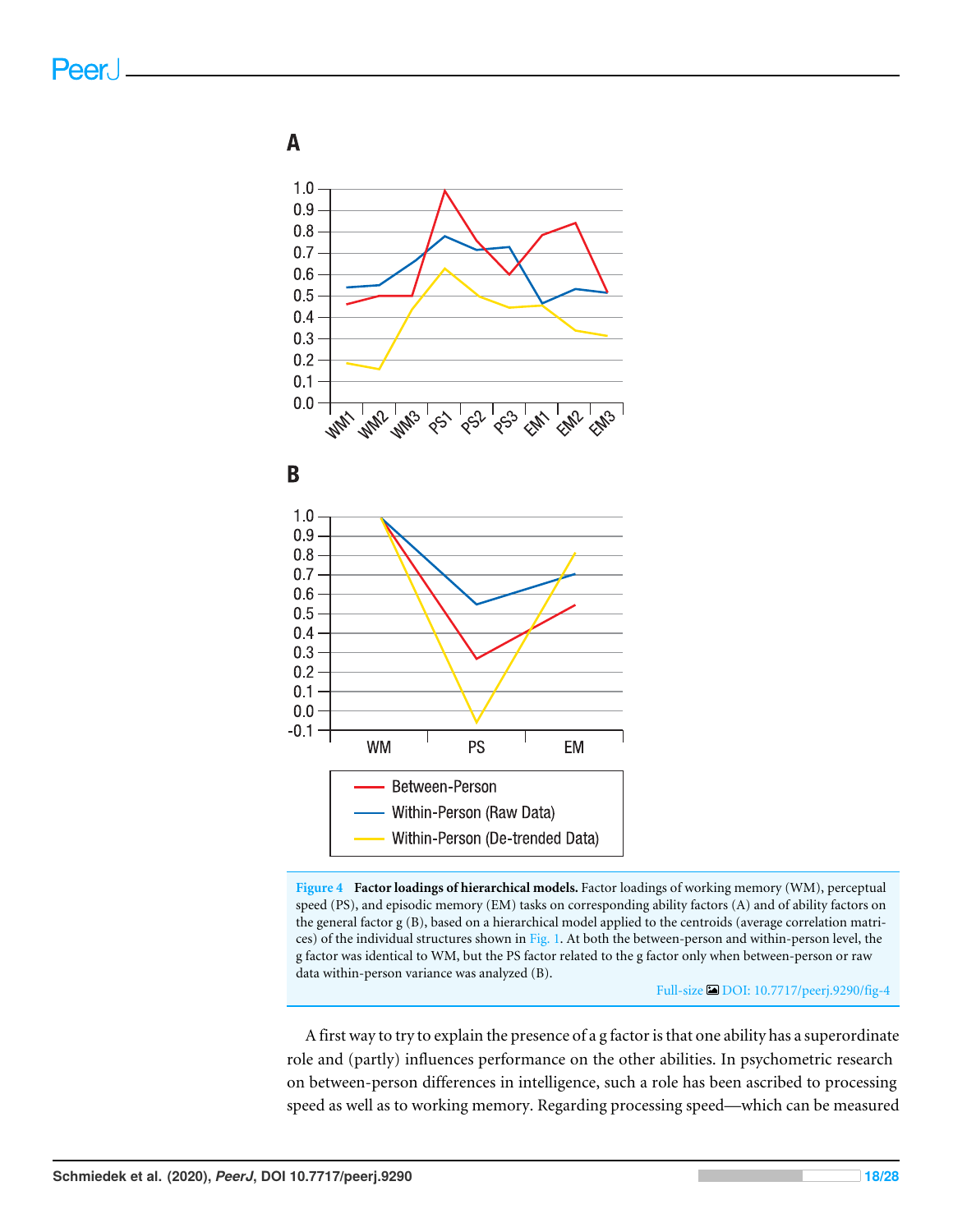**Figure 4 Factor loadings of hierarchical models.** Factor loadings of working memory (WM), perceptual speed (PS), and episodic memory (EM) tasks on corresponding ability factors (A) and of ability factors on the general factor g (B), based on a hierarchical model applied to the centroids (average correlation matrices) of the individual structures shown in Fig. 1. At both the between-person and within-person level, the g factor was identical to WM, but the PS factor related to the g factor only when between-person or raw data within-person variance was analyzed (B).

Full-size DOI: 10.7717/peerj.9290/fig-4

A first way to try to explain the presence of a g factor is that one ability has a superordinate role and (partly) influences performance on the other abilities. In psychometric research on between-person differences in intelligence, such a role has been ascribed to processing speed as well as to working memory. Regarding processing speed—which can be measured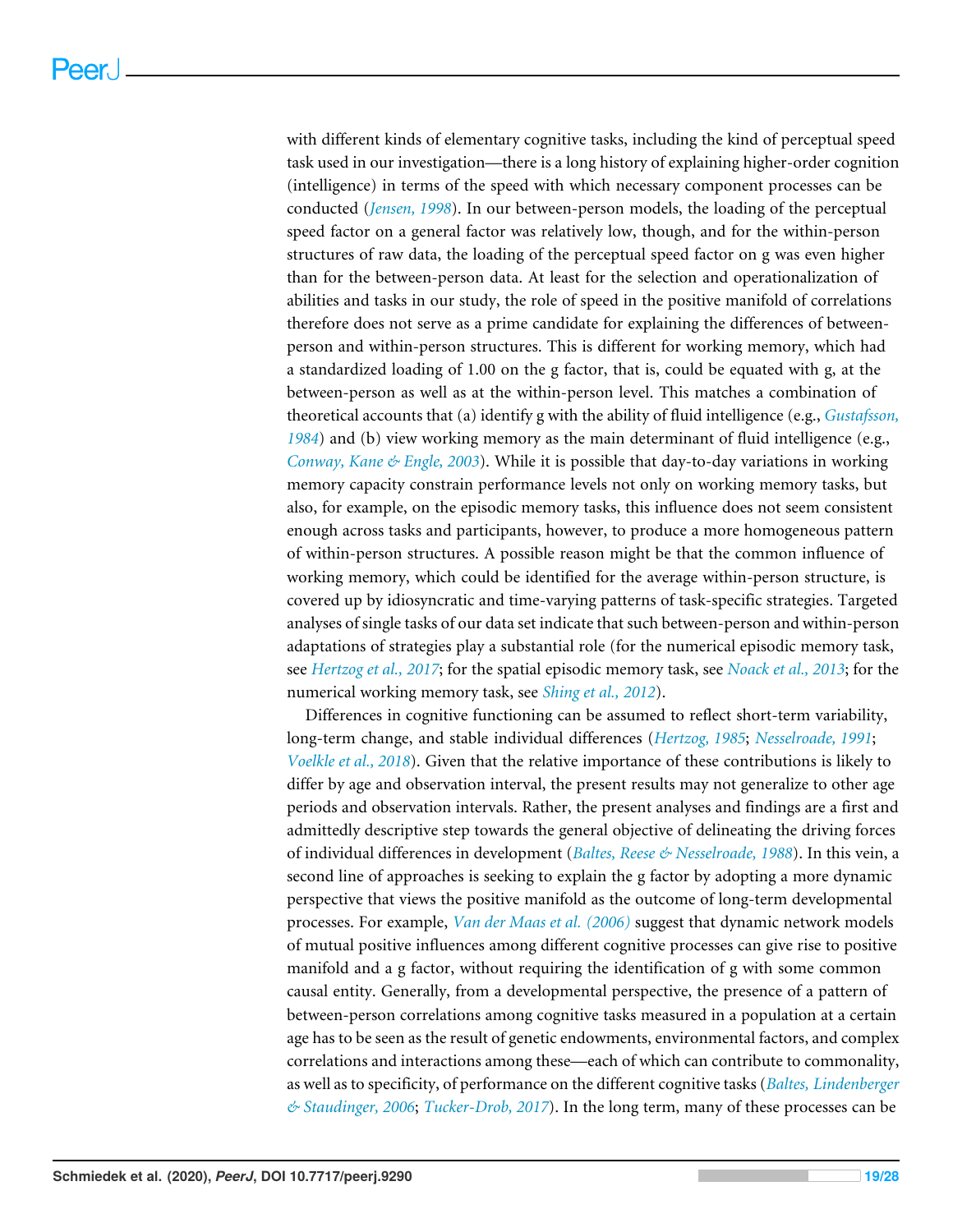with different kinds of elementary cognitive tasks, including the kind of perceptual speed task used in our investigation—there is a long history of explaining higher-order cognition (intelligence) in terms of the speed with which necessary component processes can be conducted (*Jensen, 1998*). In our between-person models, the loading of the perceptual speed factor on a general factor was relatively low, though, and for the within-person structures of raw data, the loading of the perceptual speed factor on g was even higher than for the between-person data. At least for the selection and operationalization of abilities and tasks in our study, the role of speed in the positive manifold of correlations therefore does not serve as a prime candidate for explaining the differences of between-person and within-person structures. This is different for working memory, which had a standardized loading of 1.00 on the g factor, that is, could be equated with g, at the between-person as well as at the within-person level. This matches a combination of theoretical accounts that (a) identify g with the ability of fluid intelligence (e.g., *Gustafsson, 1984*) and (b) view working memory as the main determinant of fluid intelligence (e.g., *Conway, Kane & Engle, 2003*). While it is possible that day-to-day variations in working memory capacity constrain performance levels not only on working memory tasks, but also, for example, on the episodic memory tasks, this influence does not seem consistent enough across tasks and participants, however, to produce a more homogeneous pattern of within-person structures. A possible reason might be that the common influence of working memory, which could be identified for the average within-person structure, is covered up by idiosyncratic and time-varying patterns of task-specific strategies. Targeted analyses of single tasks of our data set indicate that such between-person and within-person adaptations of strategies play a substantial role (for the numerical episodic memory task, see *Hertzog et al., 2017*; for the spatial episodic memory task, see *Noack et al., 2013*; for the numerical working memory task, see *Shing et al., 2012*).

Differences in cognitive functioning can be assumed to reflect short-term variability, long-term change, and stable individual differences (*Hertzog, 1985*; *Nesselroade, 1991*; *Voelkle et al., 2018*). Given that the relative importance of these contributions is likely to differ by age and observation interval, the present results may not generalize to other age periods and observation intervals. Rather, the present analyses and findings are a first and admittedly descriptive step towards the general objective of delineating the driving forces of individual differences in development (*Baltes, Reese & Nesselroade, 1988*). In this vein, a second line of approaches is seeking to explain the g factor by adopting a more dynamic perspective that views the positive manifold as the outcome of long-term developmental processes. For example, *Van der Maas et al. (2006)* suggest that dynamic network models of mutual positive influences among different cognitive processes can give rise to positive manifold and a g factor, without requiring the identification of g with some common causal entity. Generally, from a developmental perspective, the presence of a pattern of between-person correlations among cognitive tasks measured in a population at a certain age has to be seen as the result of genetic endowments, environmental factors, and complex correlations and interactions among these—each of which can contribute to commonality, as well as to specificity, of performance on the different cognitive tasks (*Baltes, Lindenberger & Staudinger, 2006*; *Tucker-Drob, 2017*). In the long term, many of these processes can be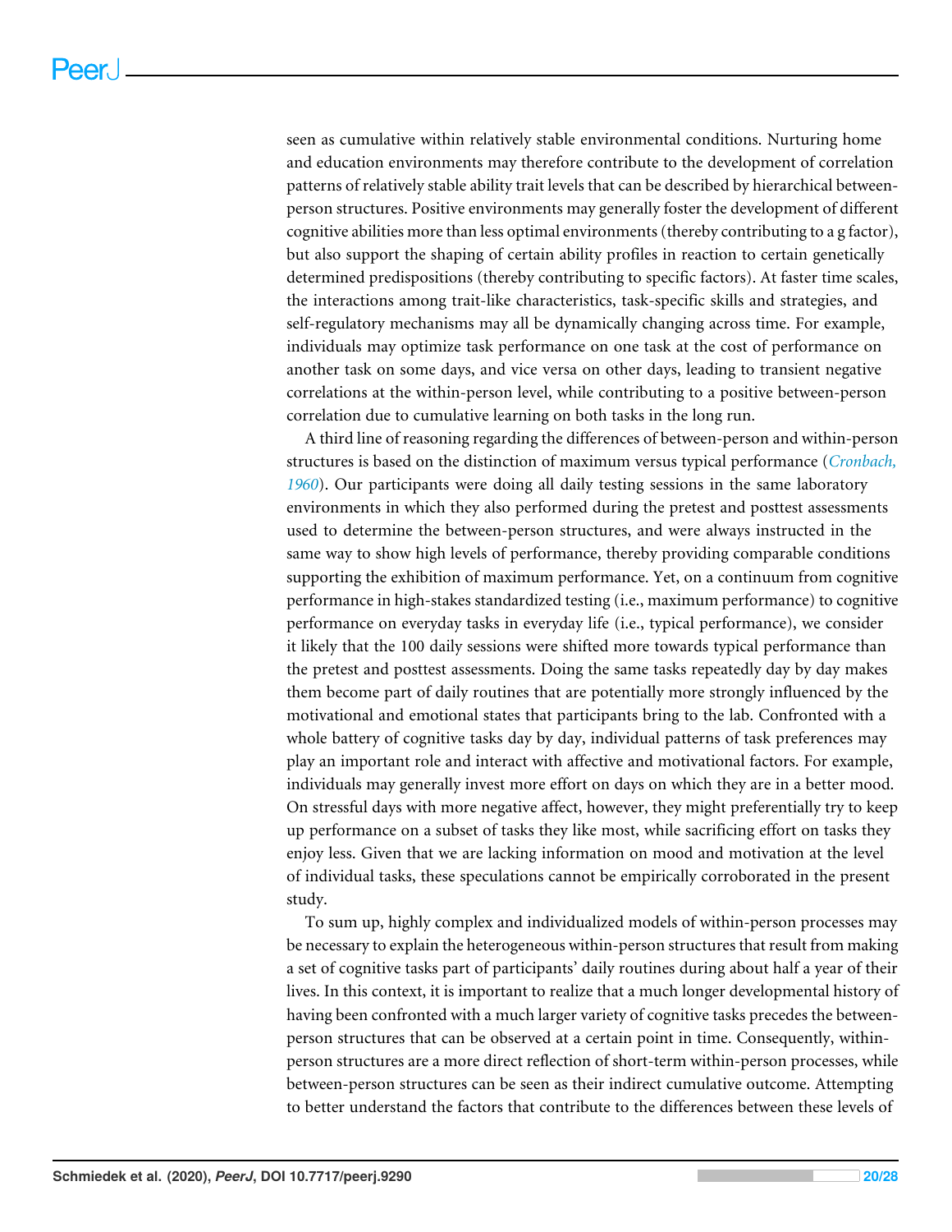seen as cumulative within relatively stable environmental conditions. Nurturing home and education environments may therefore contribute to the development of correlation patterns of relatively stable ability trait levels that can be described by hierarchical between-person structures. Positive environments may generally foster the development of different cognitive abilities more than less optimal environments (thereby contributing to a g factor), but also support the shaping of certain ability profiles in reaction to certain genetically determined predispositions (thereby contributing to specific factors). At faster time scales, the interactions among trait-like characteristics, task-specific skills and strategies, and self-regulatory mechanisms may all be dynamically changing across time. For example, individuals may optimize task performance on one task at the cost of performance on another task on some days, and vice versa on other days, leading to transient negative correlations at the within-person level, while contributing to a positive between-person correlation due to cumulative learning on both tasks in the long run.

A third line of reasoning regarding the differences of between-person and within-person structures is based on the distinction of maximum versus typical performance (*Cronbach, 1960*). Our participants were doing all daily testing sessions in the same laboratory environments in which they also performed during the pretest and posttest assessments used to determine the between-person structures, and were always instructed in the same way to show high levels of performance, thereby providing comparable conditions supporting the exhibition of maximum performance. Yet, on a continuum from cognitive performance in high-stakes standardized testing (i.e., maximum performance) to cognitive performance on everyday tasks in everyday life (i.e., typical performance), we consider it likely that the 100 daily sessions were shifted more towards typical performance than the pretest and posttest assessments. Doing the same tasks repeatedly day by day makes them become part of daily routines that are potentially more strongly influenced by the motivational and emotional states that participants bring to the lab. Confronted with a whole battery of cognitive tasks day by day, individual patterns of task preferences may play an important role and interact with affective and motivational factors. For example, individuals may generally invest more effort on days on which they are in a better mood. On stressful days with more negative affect, however, they might preferentially try to keep up performance on a subset of tasks they like most, while sacrificing effort on tasks they enjoy less. Given that we are lacking information on mood and motivation at the level of individual tasks, these speculations cannot be empirically corroborated in the present study.

To sum up, highly complex and individualized models of within-person processes may be necessary to explain the heterogeneous within-person structures that result from making a set of cognitive tasks part of participants' daily routines during about half a year of their lives. In this context, it is important to realize that a much longer developmental history of having been confronted with a much larger variety of cognitive tasks precedes the between-person structures that can be observed at a certain point in time. Consequently, within-person structures are a more direct reflection of short-term within-person processes, while between-person structures can be seen as their indirect cumulative outcome. Attempting to better understand the factors that contribute to the differences between these levels of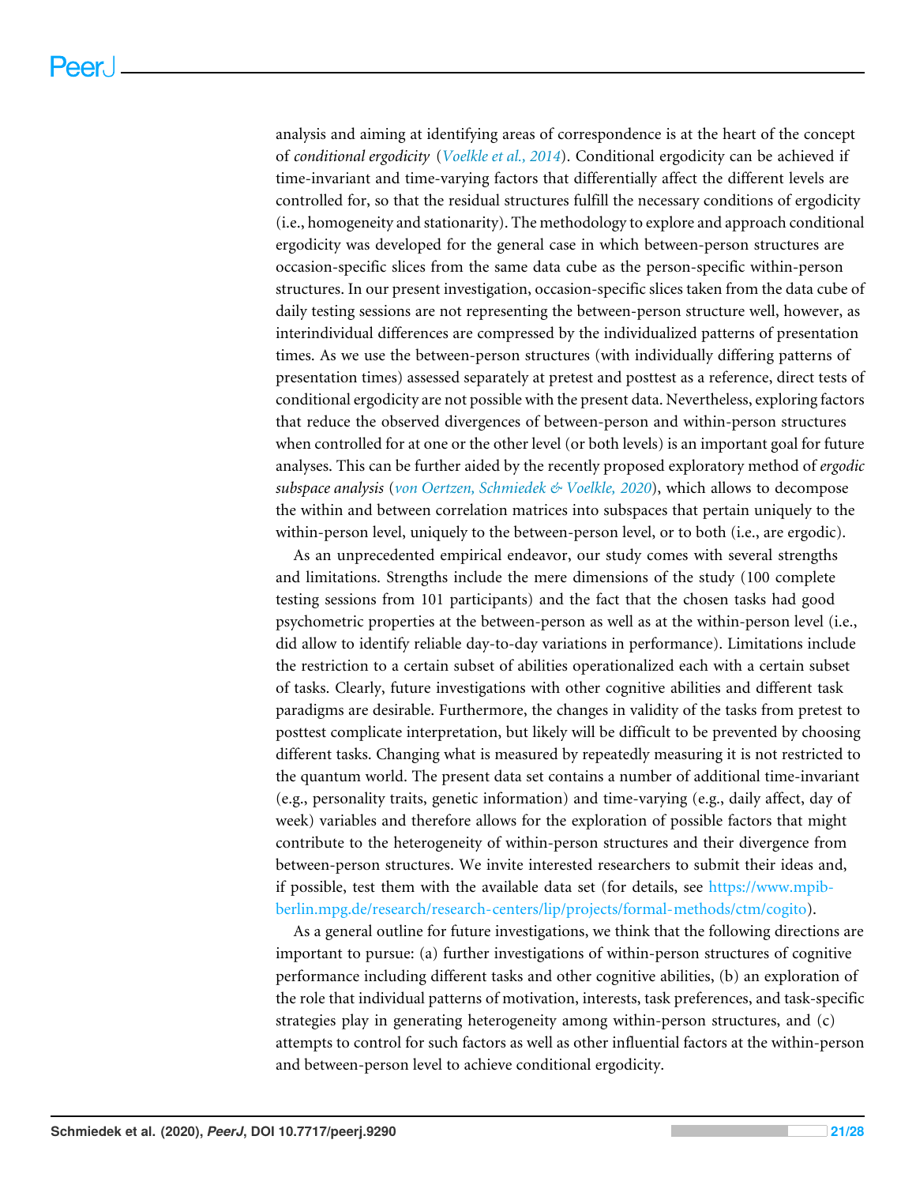analysis and aiming at identifying areas of correspondence is at the heart of the concept of *conditional ergodicity* (Voelkle et al., 2014). Conditional ergodicity can be achieved if time-invariant and time-varying factors that differentially affect the different levels are controlled for, so that the residual structures fulfill the necessary conditions of ergodicity (i.e., homogeneity and stationarity). The methodology to explore and approach conditional ergodicity was developed for the general case in which between-person structures are occasion-specific slices from the same data cube as the person-specific within-person structures. In our present investigation, occasion-specific slices taken from the data cube of daily testing sessions are not representing the between-person structure well, however, as interindividual differences are compressed by the individualized patterns of presentation times. As we use the between-person structures (with individually differing patterns of presentation times) assessed separately at pretest and posttest as a reference, direct tests of conditional ergodicity are not possible with the present data. Nevertheless, exploring factors that reduce the observed divergences of between-person and within-person structures when controlled for at one or the other level (or both levels) is an important goal for future analyses. This can be further aided by the recently proposed exploratory method of *ergodic subspace analysis* (von Oertzen, Schmiedek & Voelkle, 2020), which allows to decompose the within and between correlation matrices into subspaces that pertain uniquely to the within-person level, uniquely to the between-person level, or to both (i.e., are ergodic).

As an unprecedented empirical endeavor, our study comes with several strengths and limitations. Strengths include the mere dimensions of the study (100 complete testing sessions from 101 participants) and the fact that the chosen tasks had good psychometric properties at the between-person as well as at the within-person level (i.e., did allow to identify reliable day-to-day variations in performance). Limitations include the restriction to a certain subset of abilities operationalized each with a certain subset of tasks. Clearly, future investigations with other cognitive abilities and different task paradigms are desirable. Furthermore, the changes in validity of the tasks from pretest to posttest complicate interpretation, but likely will be difficult to be prevented by choosing different tasks. Changing what is measured by repeatedly measuring it is not restricted to the quantum world. The present data set contains a number of additional time-invariant (e.g., personality traits, genetic information) and time-varying (e.g., daily affect, day of week) variables and therefore allows for the exploration of possible factors that might contribute to the heterogeneity of within-person structures and their divergence from between-person structures. We invite interested researchers to submit their ideas and, if possible, test them with the available data set (for details, see https://www.mpib-berlin.mpg.de/research/research-centers/lip/projects/formal-methods/ctm/cogito).

As a general outline for future investigations, we think that the following directions are important to pursue: (a) further investigations of within-person structures of cognitive performance including different tasks and other cognitive abilities, (b) an exploration of the role that individual patterns of motivation, interests, task preferences, and task-specific strategies play in generating heterogeneity among within-person structures, and (c) attempts to control for such factors as well as other influential factors at the within-person and between-person level to achieve conditional ergodicity.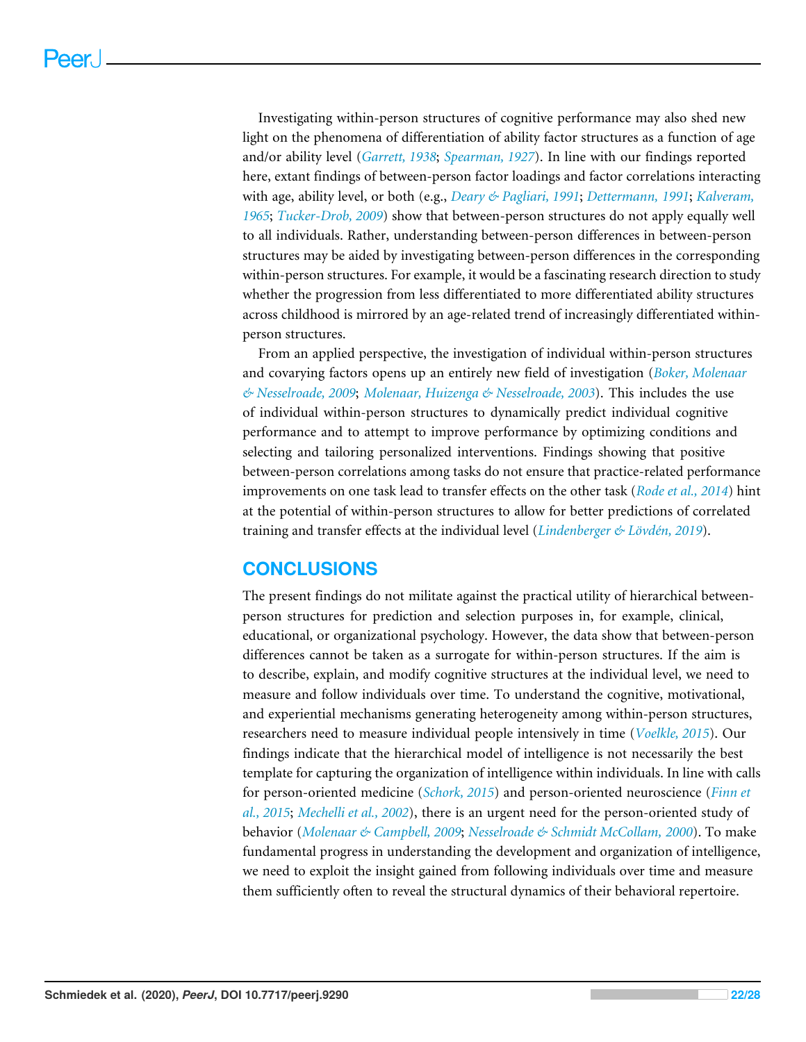Investigating within-person structures of cognitive performance may also shed new light on the phenomena of differentiation of ability factor structures as a function of age and/or ability level (*Garrett, 1938*; *Spearman, 1927*). In line with our findings reported here, extant findings of between-person factor loadings and factor correlations interacting with age, ability level, or both (e.g., *Deary & Pagliari, 1991*; *Dettermann, 1991*; *Kalveram, 1965*; *Tucker-Drob, 2009*) show that between-person structures do not apply equally well to all individuals. Rather, understanding between-person differences in between-person structures may be aided by investigating between-person differences in the corresponding within-person structures. For example, it would be a fascinating research direction to study whether the progression from less differentiated to more differentiated ability structures across childhood is mirrored by an age-related trend of increasingly differentiated within-person structures.

From an applied perspective, the investigation of individual within-person structures and covarying factors opens up an entirely new field of investigation (*Boker, Molenaar & Nesselroade, 2009*; *Molenaar, Huizenga & Nesselroade, 2003*). This includes the use of individual within-person structures to dynamically predict individual cognitive performance and to attempt to improve performance by optimizing conditions and selecting and tailoring personalized interventions. Findings showing that positive between-person correlations among tasks do not ensure that practice-related performance improvements on one task lead to transfer effects on the other task (*Rode et al., 2014*) hint at the potential of within-person structures to allow for better predictions of correlated training and transfer effects at the individual level (*Lindenberger & Lövdén, 2019*).

## CONCLUSIONS

The present findings do not militate against the practical utility of hierarchical between-person structures for prediction and selection purposes in, for example, clinical, educational, or organizational psychology. However, the data show that between-person differences cannot be taken as a surrogate for within-person structures. If the aim is to describe, explain, and modify cognitive structures at the individual level, we need to measure and follow individuals over time. To understand the cognitive, motivational, and experiential mechanisms generating heterogeneity among within-person structures, researchers need to measure individual people intensively in time (*Voelkle, 2015*). Our findings indicate that the hierarchical model of intelligence is not necessarily the best template for capturing the organization of intelligence within individuals. In line with calls for person-oriented medicine (*Schork, 2015*) and person-oriented neuroscience (*Finn et al., 2015*; *Mechelli et al., 2002*), there is an urgent need for the person-oriented study of behavior (*Molenaar & Campbell, 2009*; *Nesselroade & Schmidt McCollam, 2000*). To make fundamental progress in understanding the development and organization of intelligence, we need to exploit the insight gained from following individuals over time and measure them sufficiently often to reveal the structural dynamics of their behavioral repertoire.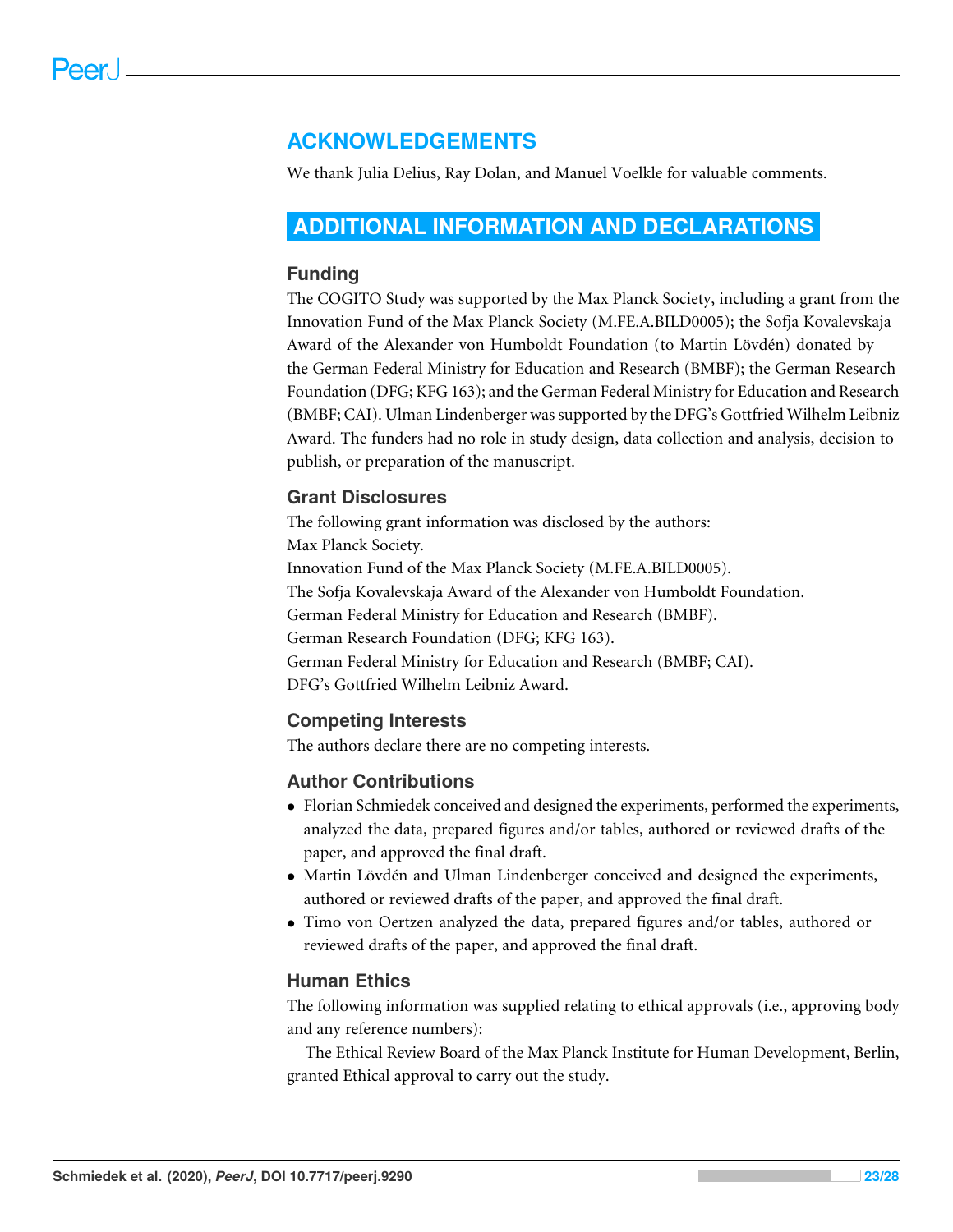## ACKNOWLEDGEMENTS

We thank Julia Delius, Ray Dolan, and Manuel Voelkle for valuable comments.

# ADDITIONAL INFORMATION AND DECLARATIONS

### Funding

The COGITO Study was supported by the Max Planck Society, including a grant from the Innovation Fund of the Max Planck Society (M.FE.A.BILD0005); the Sofja Kovalevskaja Award of the Alexander von Humboldt Foundation (to Martin Lövdén) donated by the German Federal Ministry for Education and Research (BMBF); the German Research Foundation (DFG; KFG 163); and the German Federal Ministry for Education and Research (BMBF; CAI). Ulman Lindenberger was supported by the DFG's Gottfried Wilhelm Leibniz Award. The funders had no role in study design, data collection and analysis, decision to publish, or preparation of the manuscript.

### Grant Disclosures

The following grant information was disclosed by the authors:
Max Planck Society.
Innovation Fund of the Max Planck Society (M.FE.A.BILD0005).
The Sofja Kovalevskaja Award of the Alexander von Humboldt Foundation.
German Federal Ministry for Education and Research (BMBF).
German Research Foundation (DFG; KFG 163).
German Federal Ministry for Education and Research (BMBF; CAI).
DFG's Gottfried Wilhelm Leibniz Award.

### Competing Interests

The authors declare there are no competing interests.

### Author Contributions

- Florian Schmiedek conceived and designed the experiments, performed the experiments, analyzed the data, prepared figures and/or tables, authored or reviewed drafts of the paper, and approved the final draft.
- Martin Lövdén and Ulman Lindenberger conceived and designed the experiments, authored or reviewed drafts of the paper, and approved the final draft.
- Timo von Oertzen analyzed the data, prepared figures and/or tables, authored or reviewed drafts of the paper, and approved the final draft.

### Human Ethics

The following information was supplied relating to ethical approvals (i.e., approving body and any reference numbers):

The Ethical Review Board of the Max Planck Institute for Human Development, Berlin, granted Ethical approval to carry out the study.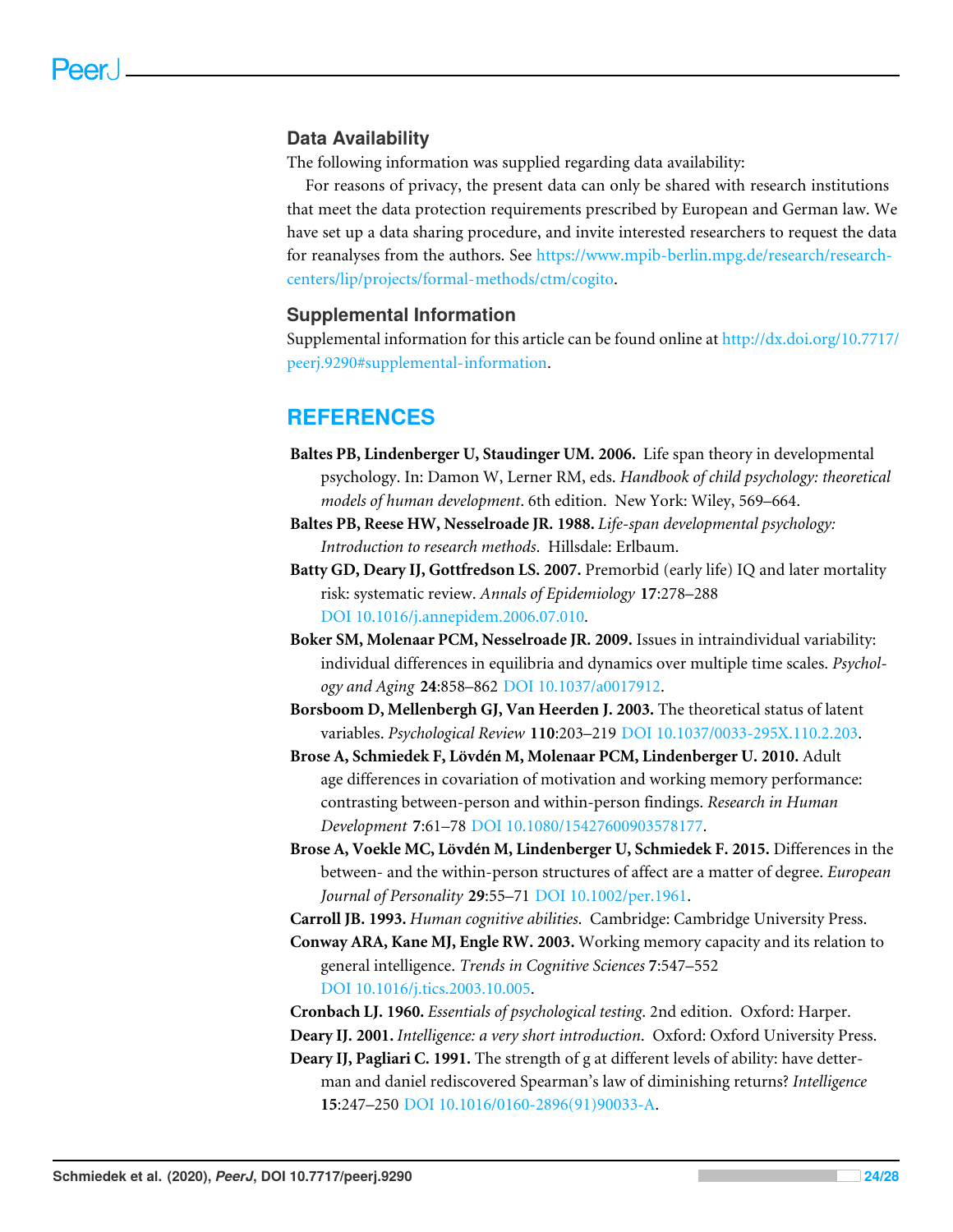## Data Availability

The following information was supplied regarding data availability:

For reasons of privacy, the present data can only be shared with research institutions that meet the data protection requirements prescribed by European and German law. We have set up a data sharing procedure, and invite interested researchers to request the data for reanalyses from the authors. See https://www.mpib-berlin.mpg.de/research/research-centers/lip/projects/formal-methods/ctm/cogito.

## Supplemental Information

Supplemental information for this article can be found online at http://dx.doi.org/10.7717/peerj.9290#supplemental-information.

# REFERENCES

**Baltes PB, Lindenberger U, Staudinger UM. 2006.** Life span theory in developmental psychology. In: Damon W, Lerner RM, eds. *Handbook of child psychology: theoretical models of human development*. 6th edition. New York: Wiley, 569–664.

**Baltes PB, Reese HW, Nesselroade JR. 1988.** *Life-span developmental psychology: Introduction to research methods*. Hillsdale: Erlbaum.

**Batty GD, Deary IJ, Gottfredson LS. 2007.** Premorbid (early life) IQ and later mortality risk: systematic review. *Annals of Epidemiology* **17**:278–288 DOI 10.1016/j.annepidem.2006.07.010.

**Boker SM, Molenaar PCM, Nesselroade JR. 2009.** Issues in intraindividual variability: individual differences in equilibria and dynamics over multiple time scales. *Psychology and Aging* **24**:858–862 DOI 10.1037/a0017912.

**Borsboom D, Mellenbergh GJ, Van Heerden J. 2003.** The theoretical status of latent variables. *Psychological Review* **110**:203–219 DOI 10.1037/0033-295X.110.2.203.

**Brose A, Schmiedek F, Lövdén M, Molenaar PCM, Lindenberger U. 2010.** Adult age differences in covariation of motivation and working memory performance: contrasting between-person and within-person findings. *Research in Human Development* **7**:61–78 DOI 10.1080/15427600903578177.

**Brose A, Voekle MC, Lövdén M, Lindenberger U, Schmiedek F. 2015.** Differences in the between- and the within-person structures of affect are a matter of degree. *European Journal of Personality* **29**:55–71 DOI 10.1002/per.1961.

**Carroll JB. 1993.** *Human cognitive abilities*. Cambridge: Cambridge University Press.

**Conway ARA, Kane MJ, Engle RW. 2003.** Working memory capacity and its relation to general intelligence. *Trends in Cognitive Sciences* **7**:547–552 DOI 10.1016/j.tics.2003.10.005.

**Cronbach LJ. 1960.** *Essentials of psychological testing*. 2nd edition. Oxford: Harper.

**Deary IJ. 2001.** *Intelligence: a very short introduction*. Oxford: Oxford University Press.

**Deary IJ, Pagliari C. 1991.** The strength of g at different levels of ability: have detterman and daniel rediscovered Spearman's law of diminishing returns? *Intelligence* **15**:247–250 DOI 10.1016/0160-2896(91)90033-A.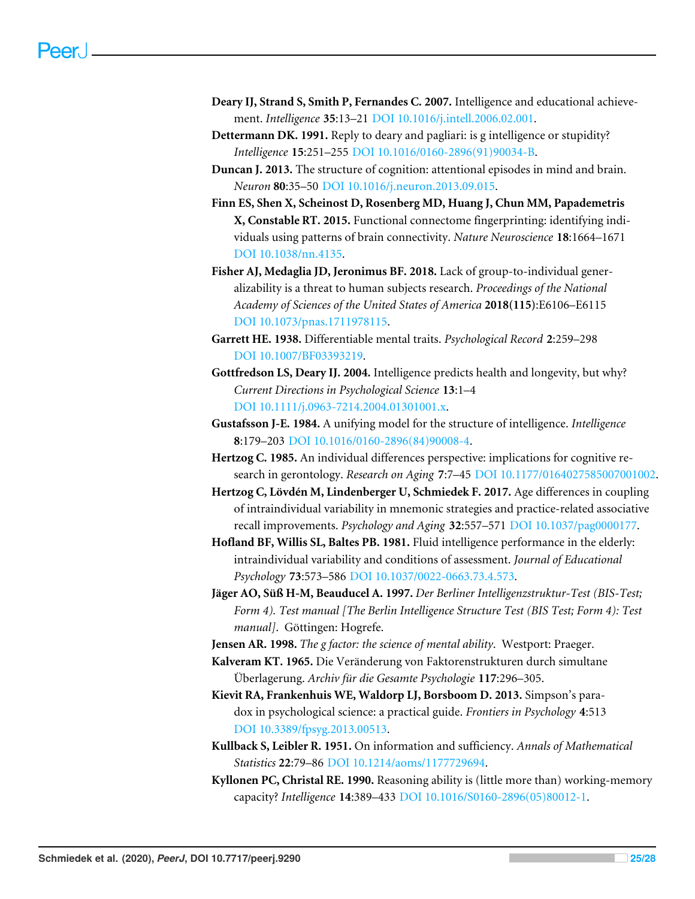**Deary IJ, Strand S, Smith P, Fernandes C. 2007.** Intelligence and educational achievement. *Intelligence* **35**:13–21 DOI 10.1016/j.intell.2006.02.001.

**Dettermann DK. 1991.** Reply to deary and pagliari: is g intelligence or stupidity? *Intelligence* **15**:251–255 DOI 10.1016/0160-2896(91)90034-B.

**Duncan J. 2013.** The structure of cognition: attentional episodes in mind and brain. *Neuron* **80**:35–50 DOI 10.1016/j.neuron.2013.09.015.

**Finn ES, Shen X, Scheinost D, Rosenberg MD, Huang J, Chun MM, Papademetris X, Constable RT. 2015.** Functional connectome fingerprinting: identifying individuals using patterns of brain connectivity. *Nature Neuroscience* **18**:1664–1671 DOI 10.1038/nn.4135.

**Fisher AJ, Medaglia JD, Jeronimus BF. 2018.** Lack of group-to-individual generalizability is a threat to human subjects research. *Proceedings of the National Academy of Sciences of the United States of America* **2018(115)**:E6106–E6115 DOI 10.1073/pnas.1711978115.

**Garrett HE. 1938.** Differentiable mental traits. *Psychological Record* **2**:259–298 DOI 10.1007/BF03393219.

**Gottfredson LS, Deary IJ. 2004.** Intelligence predicts health and longevity, but why? *Current Directions in Psychological Science* **13**:1–4 DOI 10.1111/j.0963-7214.2004.01301001.x.

**Gustafsson J-E. 1984.** A unifying model for the structure of intelligence. *Intelligence* **8**:179–203 DOI 10.1016/0160-2896(84)90008-4.

**Hertzog C. 1985.** An individual differences perspective: implications for cognitive research in gerontology. *Research on Aging* **7**:7–45 DOI 10.1177/0164027585007001002.

**Hertzog C, Lövdén M, Lindenberger U, Schmiedek F. 2017.** Age differences in coupling of intraindividual variability in mnemonic strategies and practice-related associative recall improvements. *Psychology and Aging* **32**:557–571 DOI 10.1037/pag0000177.

**Hofland BF, Willis SL, Baltes PB. 1981.** Fluid intelligence performance in the elderly: intraindividual variability and conditions of assessment. *Journal of Educational Psychology* **73**:573–586 DOI 10.1037/0022-0663.73.4.573.

**Jäger AO, Süß H-M, Beauducel A. 1997.** *Der Berliner Intelligenzstruktur-Test (BIS-Test; Form 4). Test manual [The Berlin Intelligence Structure Test (BIS Test; Form 4): Test manual].* Göttingen: Hogrefe.

**Jensen AR. 1998.** *The g factor: the science of mental ability.* Westport: Praeger.

**Kalveram KT. 1965.** Die Veränderung von Faktorenstrukturen durch simultane Überlagerung. *Archiv für die Gesamte Psychologie* **117**:296–305.

**Kievit RA, Frankenhuis WE, Waldorp LJ, Borsboom D. 2013.** Simpson's paradox in psychological science: a practical guide. *Frontiers in Psychology* **4**:513 DOI 10.3389/fpsyg.2013.00513.

**Kullback S, Leibler R. 1951.** On information and sufficiency. *Annals of Mathematical Statistics* **22**:79–86 DOI 10.1214/aoms/1177729694.

**Kyllonen PC, Christal RE. 1990.** Reasoning ability is (little more than) working-memory capacity? *Intelligence* **14**:389–433 DOI 10.1016/S0160-2896(05)80012-1.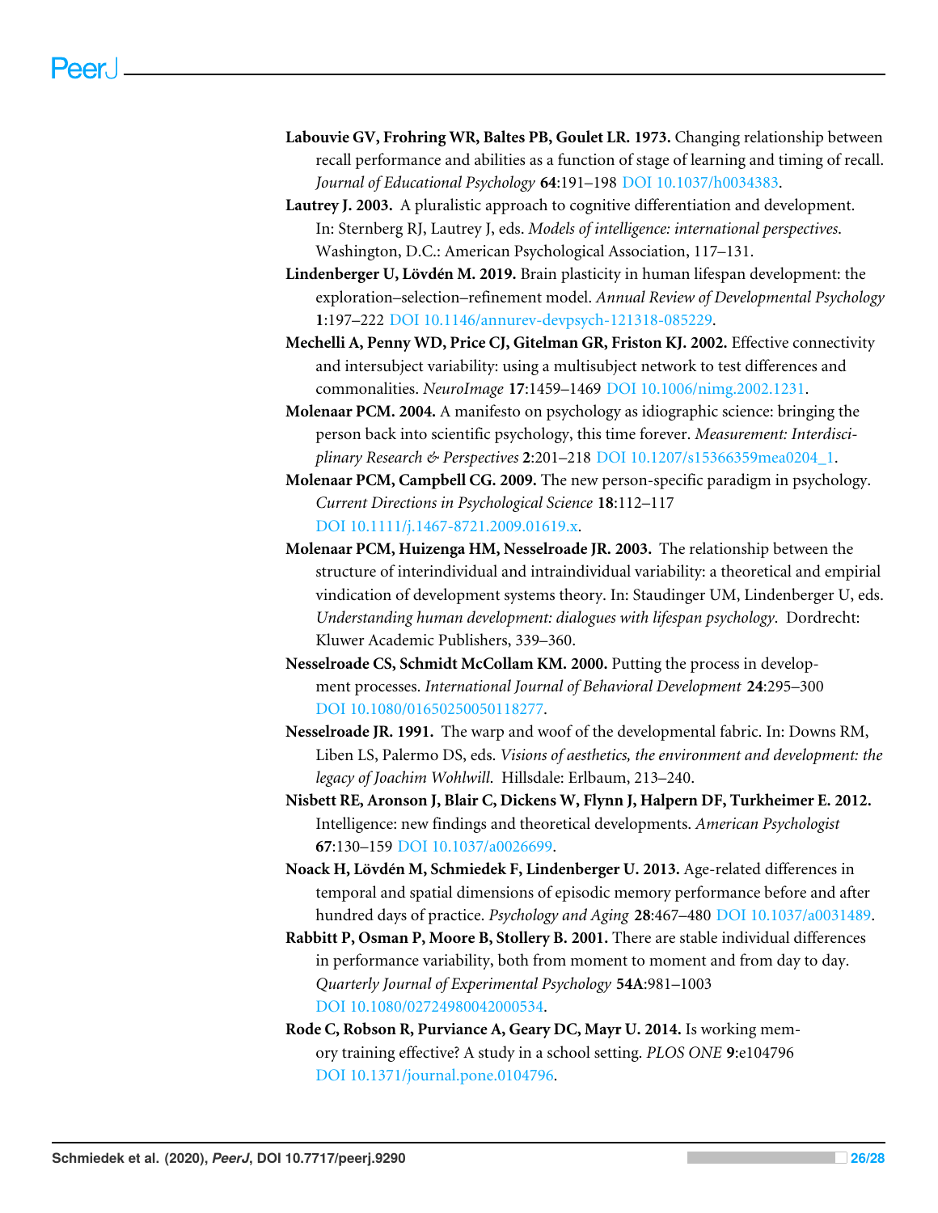**Labouvie GV, Frohring WR, Baltes PB, Goulet LR. 1973.** Changing relationship between recall performance and abilities as a function of stage of learning and timing of recall. *Journal of Educational Psychology* **64**:191–198 DOI 10.1037/h0034383.

**Lautrey J. 2003.** A pluralistic approach to cognitive differentiation and development. In: Sternberg RJ, Lautrey J, eds. *Models of intelligence: international perspectives*. Washington, D.C.: American Psychological Association, 117–131.

**Lindenberger U, Lövdén M. 2019.** Brain plasticity in human lifespan development: the exploration–selection–refinement model. *Annual Review of Developmental Psychology* **1**:197–222 DOI 10.1146/annurev-devpsych-121318-085229.

**Mechelli A, Penny WD, Price CJ, Gitelman GR, Friston KJ. 2002.** Effective connectivity and intersubject variability: using a multisubject network to test differences and commonalities. *NeuroImage* **17**:1459–1469 DOI 10.1006/nimg.2002.1231.

**Molenaar PCM. 2004.** A manifesto on psychology as idiographic science: bringing the person back into scientific psychology, this time forever. *Measurement: Interdisciplinary Research & Perspectives* **2**:201–218 DOI 10.1207/s15366359mea0204_1.

**Molenaar PCM, Campbell CG. 2009.** The new person-specific paradigm in psychology. *Current Directions in Psychological Science* **18**:112–117 DOI 10.1111/j.1467-8721.2009.01619.x.

**Molenaar PCM, Huizenga HM, Nesselroade JR. 2003.** The relationship between the structure of interindividual and intraindividual variability: a theoretical and empirial vindication of development systems theory. In: Staudinger UM, Lindenberger U, eds. *Understanding human development: dialogues with lifespan psychology*. Dordrecht: Kluwer Academic Publishers, 339–360.

**Nesselroade CS, Schmidt McCollam KM. 2000.** Putting the process in development processes. *International Journal of Behavioral Development* **24**:295–300 DOI 10.1080/01650250050118277.

**Nesselroade JR. 1991.** The warp and woof of the developmental fabric. In: Downs RM, Liben LS, Palermo DS, eds. *Visions of aesthetics, the environment and development: the legacy of Joachim Wohlwill*. Hillsdale: Erlbaum, 213–240.

**Nisbett RE, Aronson J, Blair C, Dickens W, Flynn J, Halpern DF, Turkheimer E. 2012.** Intelligence: new findings and theoretical developments. *American Psychologist* **67**:130–159 DOI 10.1037/a0026699.

**Noack H, Lövdén M, Schmiedek F, Lindenberger U. 2013.** Age-related differences in temporal and spatial dimensions of episodic memory performance before and after hundred days of practice. *Psychology and Aging* **28**:467–480 DOI 10.1037/a0031489.

**Rabbitt P, Osman P, Moore B, Stollery B. 2001.** There are stable individual differences in performance variability, both from moment to moment and from day to day. *Quarterly Journal of Experimental Psychology* **54A**:981–1003 DOI 10.1080/02724980042000534.

**Rode C, Robson R, Purviance A, Geary DC, Mayr U. 2014.** Is working memory training effective? A study in a school setting. *PLOS ONE* **9**:e104796 DOI 10.1371/journal.pone.0104796.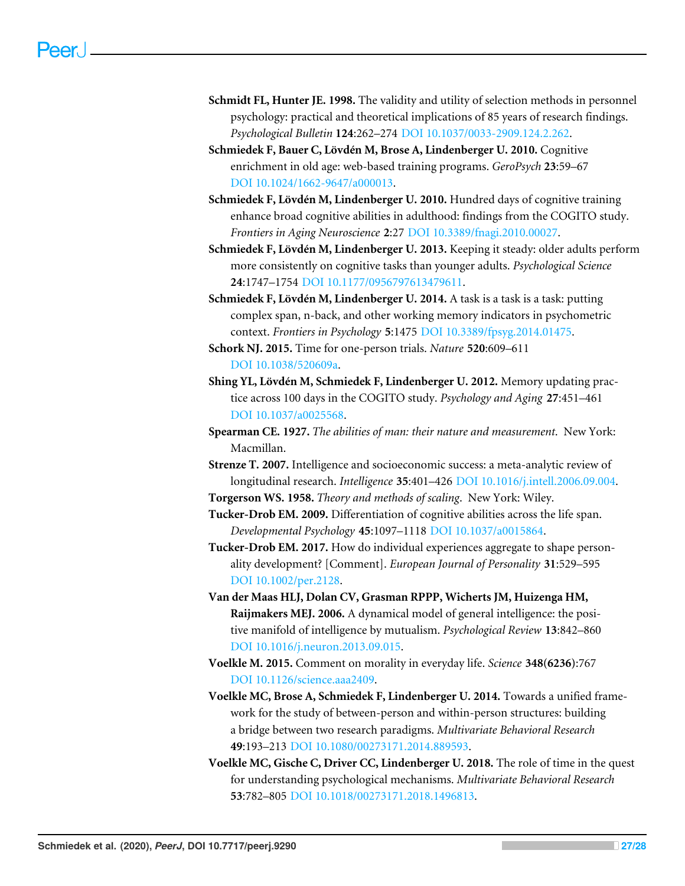**Schmidt FL, Hunter JE. 1998.** The validity and utility of selection methods in personnel psychology: practical and theoretical implications of 85 years of research findings. *Psychological Bulletin* **124**:262–274 DOI 10.1037/0033-2909.124.2.262.

**Schmiedek F, Bauer C, Lövdén M, Brose A, Lindenberger U. 2010.** Cognitive enrichment in old age: web-based training programs. *GeroPsych* **23**:59–67 DOI 10.1024/1662-9647/a000013.

**Schmiedek F, Lövdén M, Lindenberger U. 2010.** Hundred days of cognitive training enhance broad cognitive abilities in adulthood: findings from the COGITO study. *Frontiers in Aging Neuroscience* **2**:27 DOI 10.3389/fnagi.2010.00027.

**Schmiedek F, Lövdén M, Lindenberger U. 2013.** Keeping it steady: older adults perform more consistently on cognitive tasks than younger adults. *Psychological Science* **24**:1747–1754 DOI 10.1177/0956797613479611.

**Schmiedek F, Lövdén M, Lindenberger U. 2014.** A task is a task is a task: putting complex span, n-back, and other working memory indicators in psychometric context. *Frontiers in Psychology* **5**:1475 DOI 10.3389/fpsyg.2014.01475.

**Schork NJ. 2015.** Time for one-person trials. *Nature* **520**:609–611 DOI 10.1038/520609a.

**Shing YL, Lövdén M, Schmiedek F, Lindenberger U. 2012.** Memory updating practice across 100 days in the COGITO study. *Psychology and Aging* **27**:451–461 DOI 10.1037/a0025568.

**Spearman CE. 1927.** *The abilities of man: their nature and measurement.* New York: Macmillan.

**Strenze T. 2007.** Intelligence and socioeconomic success: a meta-analytic review of longitudinal research. *Intelligence* **35**:401–426 DOI 10.1016/j.intell.2006.09.004.

**Torgerson WS. 1958.** *Theory and methods of scaling.* New York: Wiley.

**Tucker-Drob EM. 2009.** Differentiation of cognitive abilities across the life span. *Developmental Psychology* **45**:1097–1118 DOI 10.1037/a0015864.

**Tucker-Drob EM. 2017.** How do individual experiences aggregate to shape personality development? [Comment]. *European Journal of Personality* **31**:529–595 DOI 10.1002/per.2128.

**Van der Maas HLJ, Dolan CV, Grasman RPPP, Wicherts JM, Huizenga HM, Raijmakers MEJ. 2006.** A dynamical model of general intelligence: the positive manifold of intelligence by mutualism. *Psychological Review* **13**:842–860 DOI 10.1016/j.neuron.2013.09.015.

**Voelkle M. 2015.** Comment on morality in everyday life. *Science* **348(6236)**:767 DOI 10.1126/science.aaa2409.

**Voelkle MC, Brose A, Schmiedek F, Lindenberger U. 2014.** Towards a unified framework for the study of between-person and within-person structures: building a bridge between two research paradigms. *Multivariate Behavioral Research* **49**:193–213 DOI 10.1080/00273171.2014.889593.

**Voelkle MC, Gische C, Driver CC, Lindenberger U. 2018.** The role of time in the quest for understanding psychological mechanisms. *Multivariate Behavioral Research* **53**:782–805 DOI 10.1018/00273171.2018.1496813.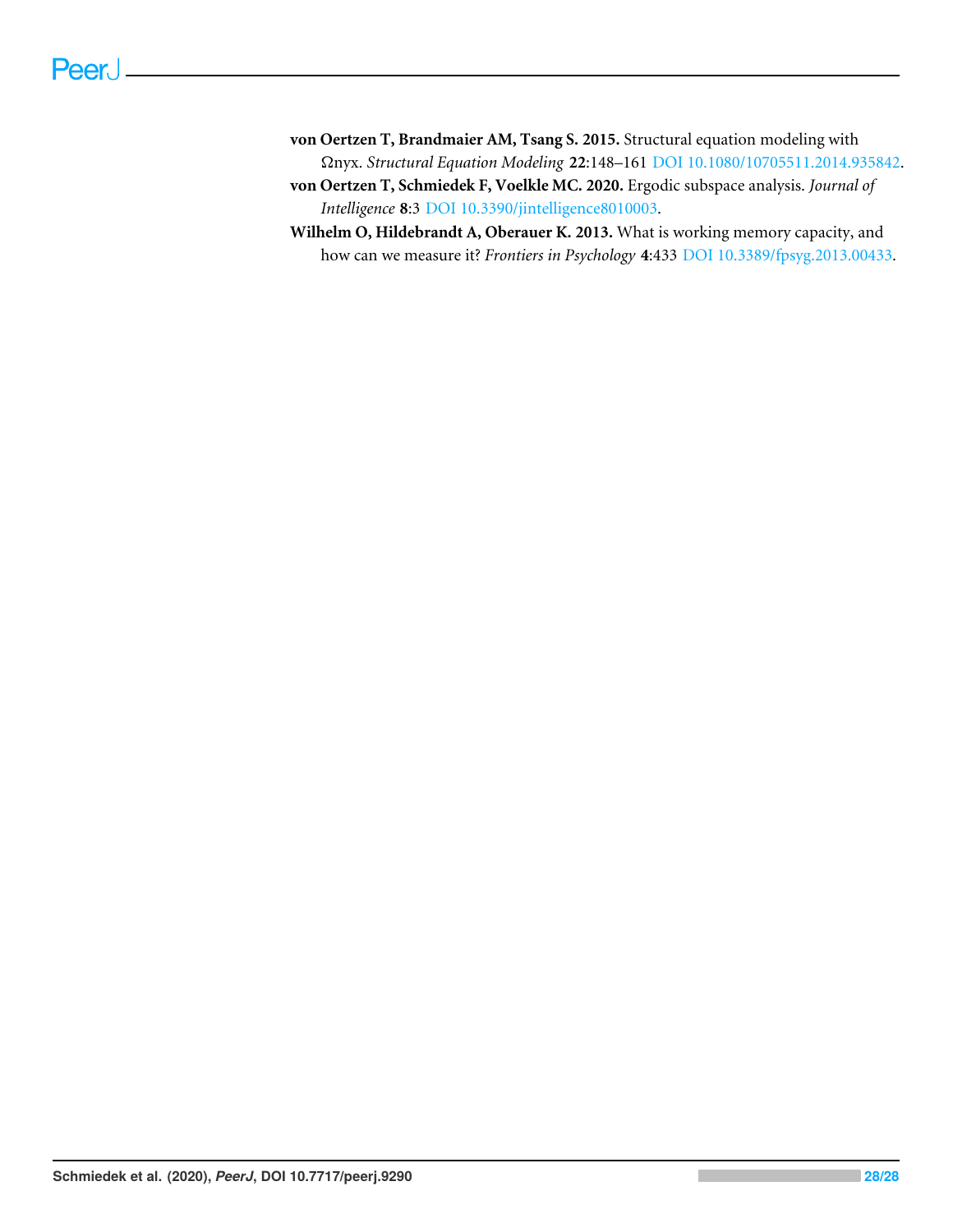**von Oertzen T, Brandmaier AM, Tsang S. 2015.** Structural equation modeling with Ωnyx. *Structural Equation Modeling* **22**:148–161 DOI 10.1080/10705511.2014.935842.

**von Oertzen T, Schmiedek F, Voelkle MC. 2020.** Ergodic subspace analysis. *Journal of Intelligence* **8**:3 DOI 10.3390/jintelligence8010003.

**Wilhelm O, Hildebrandt A, Oberauer K. 2013.** What is working memory capacity, and how can we measure it? *Frontiers in Psychology* **4**:433 DOI 10.3389/fpsyg.2013.00433.